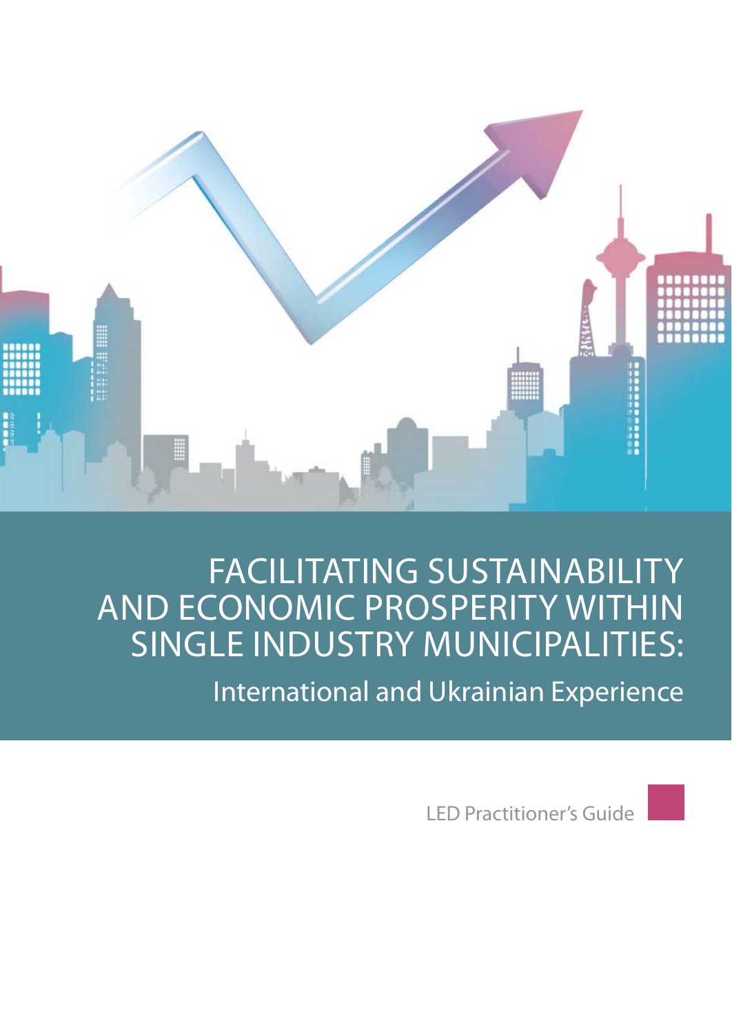# FACILITATING SUSTAINABILITY AND ECONOMIC PROSPERITY WITHIN SINGLE INDUSTRY MUNICIPALITIES:

## International and Ukrainian Experience

LED Practitioner's Guide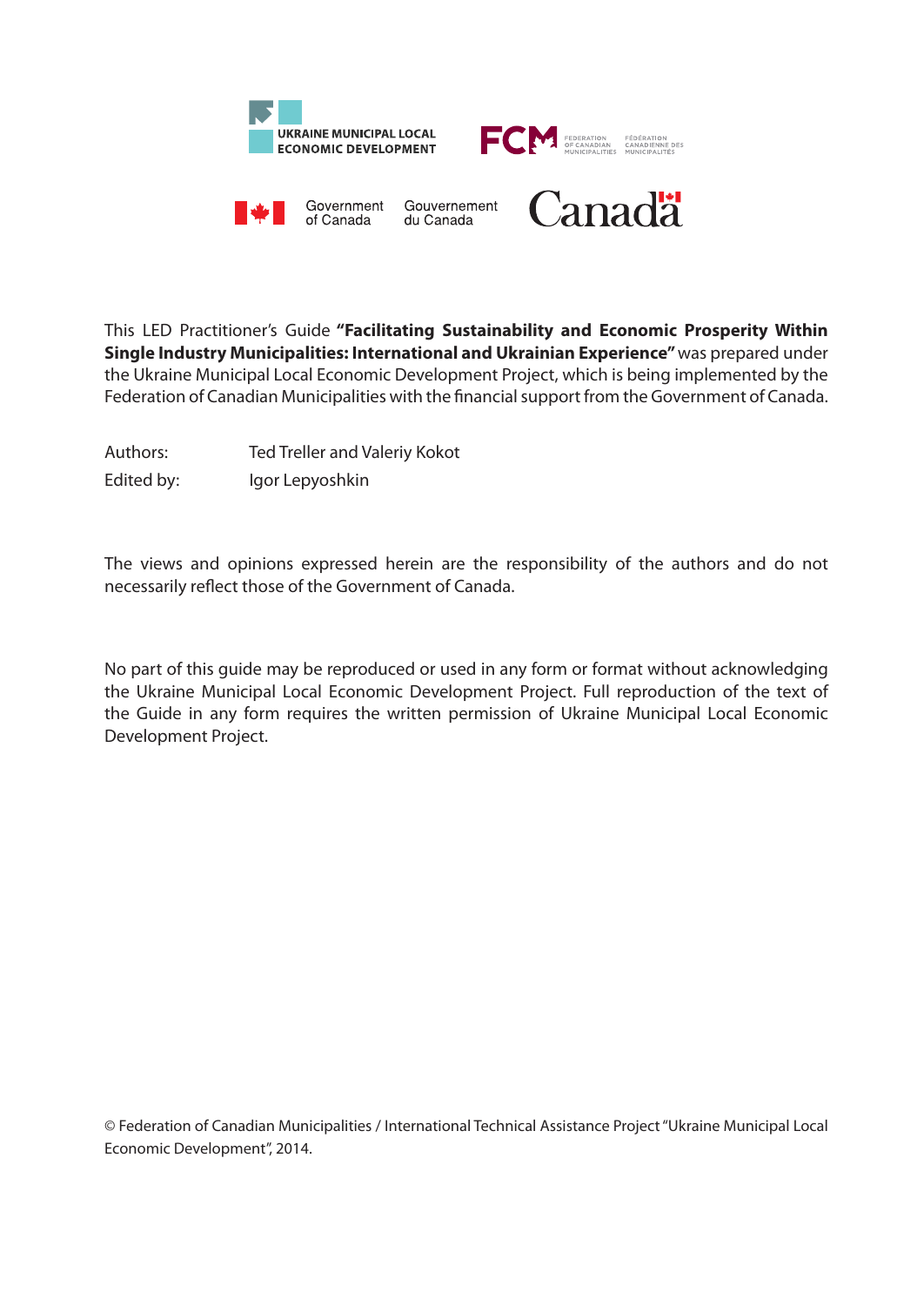UKRAINE MUNICIPAL LOCAL ECONOMIC DEVELOPMENT

FCM FEDERATION OF CANADIAN MUNICIPALITIES FÉDÉRATION CANADIENNE DES MUNICIPALITÉS

Government of Canada Gouvernement du Canada

Canada

This LED Practitioner's Guide **"Facilitating Sustainability and Economic Prosperity Within Single Industry Municipalities: International and Ukrainian Experience"** was prepared under the Ukraine Municipal Local Economic Development Project, which is being implemented by the Federation of Canadian Municipalities with the financial support from the Government of Canada.

Authors: Ted Treller and Valeriy Kokot

Edited by: Igor Lepyoshkin

The views and opinions expressed herein are the responsibility of the authors and do not necessarily reflect those of the Government of Canada.

No part of this guide may be reproduced or used in any form or format without acknowledging the Ukraine Municipal Local Economic Development Project. Full reproduction of the text of the Guide in any form requires the written permission of Ukraine Municipal Local Economic Development Project.

© Federation of Canadian Municipalities / International Technical Assistance Project "Ukraine Municipal Local Economic Development", 2014.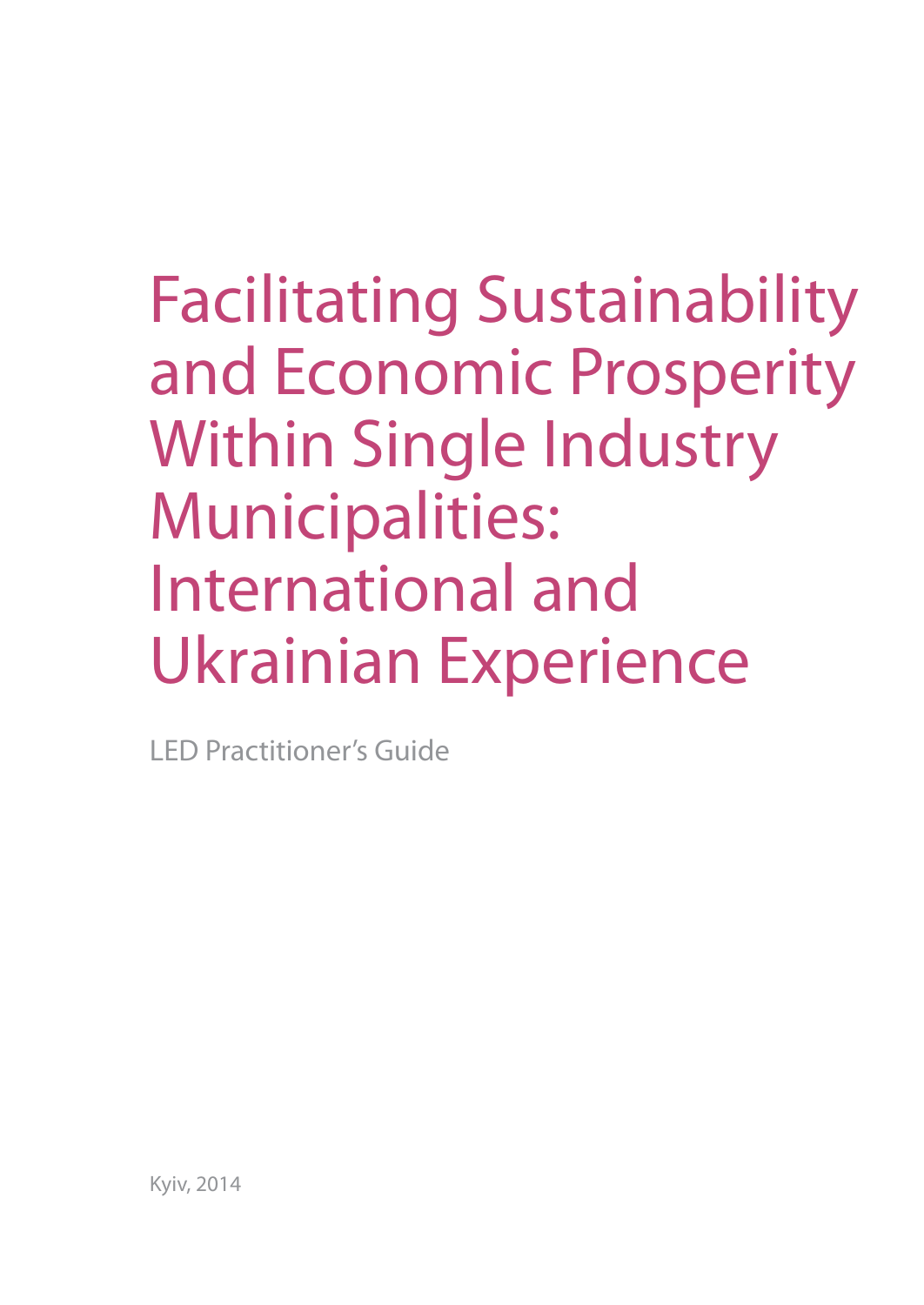# Facilitating Sustainability and Economic Prosperity Within Single Industry Municipalities: International and Ukrainian Experience

LED Practitioner's Guide

Kyiv, 2014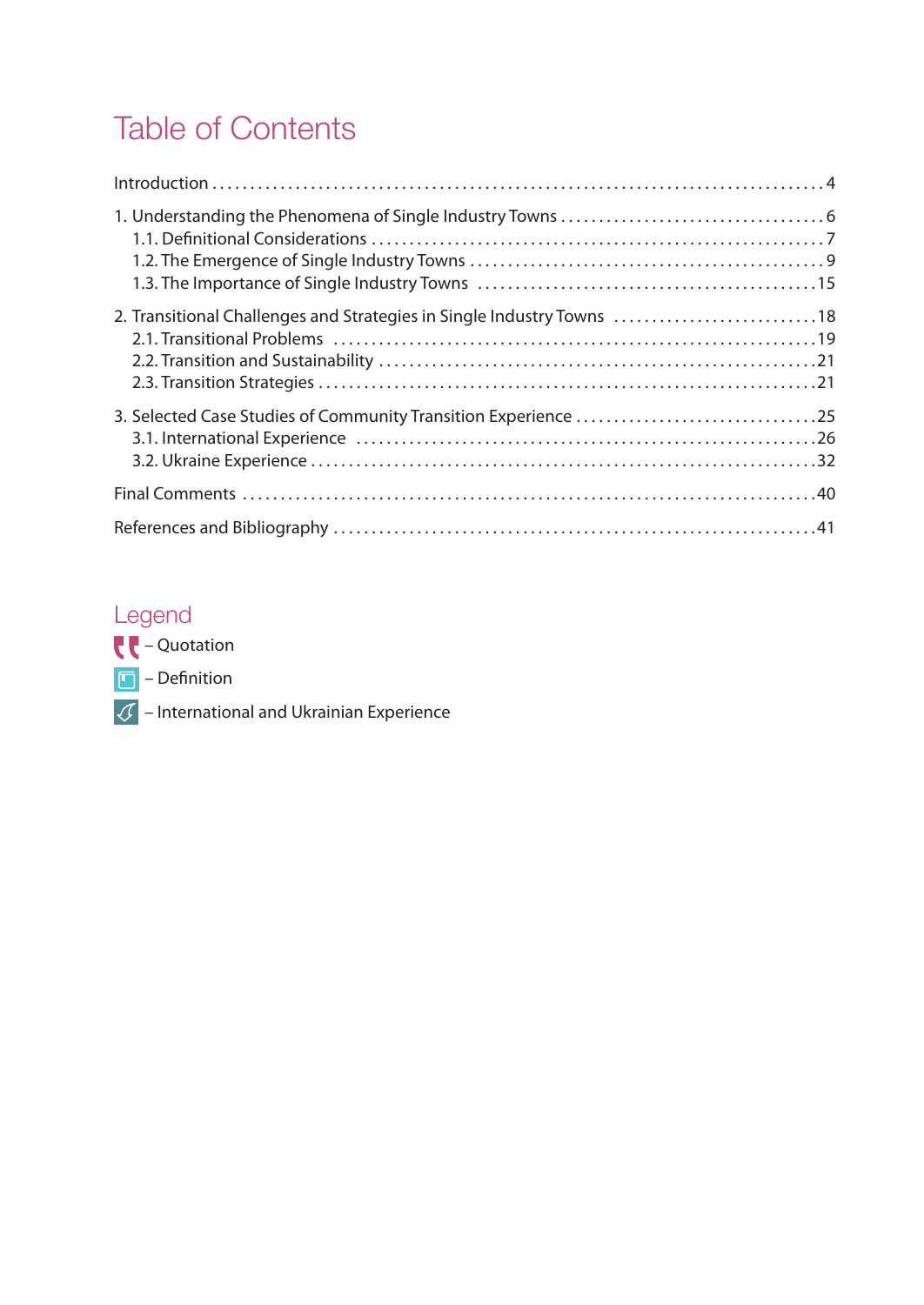# Table of Contents

Introduction . . . . . 4

1. Understanding the Phenomena of Single Industry Towns . . . . . 6
   - 1.1. Definitional Considerations . . . . . 7
   - 1.2. The Emergence of Single Industry Towns . . . . . 9
   - 1.3. The Importance of Single Industry Towns . . . . . 15

2. Transitional Challenges and Strategies in Single Industry Towns . . . . . 18
   - 2.1. Transitional Problems . . . . . 19
   - 2.2. Transition and Sustainability . . . . . 21
   - 2.3. Transition Strategies . . . . . 21

3. Selected Case Studies of Community Transition Experience . . . . . 25
   - 3.1. International Experience . . . . . 26
   - 3.2. Ukraine Experience . . . . . 32

Final Comments . . . . . 40

References and Bibliography . . . . . 41

## Legend

– Quotation

– Definition

– International and Ukrainian Experience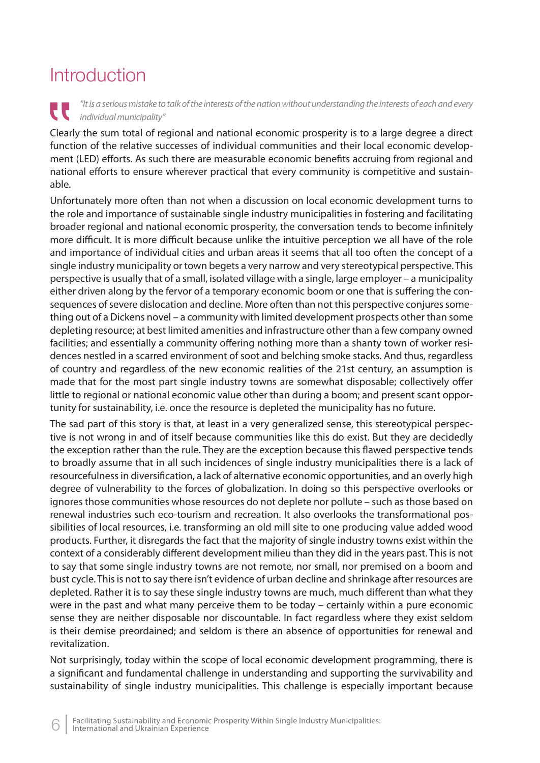# Introduction

*"It is a serious mistake to talk of the interests of the nation without understanding the interests of each and every individual municipality"*

Clearly the sum total of regional and national economic prosperity is to a large degree a direct function of the relative successes of individual communities and their local economic development (LED) efforts. As such there are measurable economic benefits accruing from regional and national efforts to ensure wherever practical that every community is competitive and sustainable.

Unfortunately more often than not when a discussion on local economic development turns to the role and importance of sustainable single industry municipalities in fostering and facilitating broader regional and national economic prosperity, the conversation tends to become infinitely more difficult. It is more difficult because unlike the intuitive perception we all have of the role and importance of individual cities and urban areas it seems that all too often the concept of a single industry municipality or town begets a very narrow and very stereotypical perspective. This perspective is usually that of a small, isolated village with a single, large employer – a municipality either driven along by the fervor of a temporary economic boom or one that is suffering the consequences of severe dislocation and decline. More often than not this perspective conjures something out of a Dickens novel – a community with limited development prospects other than some depleting resource; at best limited amenities and infrastructure other than a few company owned facilities; and essentially a community offering nothing more than a shanty town of worker residences nestled in a scarred environment of soot and belching smoke stacks. And thus, regardless of country and regardless of the new economic realities of the 21st century, an assumption is made that for the most part single industry towns are somewhat disposable; collectively offer little to regional or national economic value other than during a boom; and present scant opportunity for sustainability, i.e. once the resource is depleted the municipality has no future.

The sad part of this story is that, at least in a very generalized sense, this stereotypical perspective is not wrong in and of itself because communities like this do exist. But they are decidedly the exception rather than the rule. They are the exception because this flawed perspective tends to broadly assume that in all such incidences of single industry municipalities there is a lack of resourcefulness in diversification, a lack of alternative economic opportunities, and an overly high degree of vulnerability to the forces of globalization. In doing so this perspective overlooks or ignores those communities whose resources do not deplete nor pollute – such as those based on renewal industries such eco-tourism and recreation. It also overlooks the transformational possibilities of local resources, i.e. transforming an old mill site to one producing value added wood products. Further, it disregards the fact that the majority of single industry towns exist within the context of a considerably different development milieu than they did in the years past. This is not to say that some single industry towns are not remote, nor small, nor premised on a boom and bust cycle. This is not to say there isn't evidence of urban decline and shrinkage after resources are depleted. Rather it is to say these single industry towns are much, much different than what they were in the past and what many perceive them to be today – certainly within a pure economic sense they are neither disposable nor discountable. In fact regardless where they exist seldom is their demise preordained; and seldom is there an absence of opportunities for renewal and revitalization.

Not surprisingly, today within the scope of local economic development programming, there is a significant and fundamental challenge in understanding and supporting the survivability and sustainability of single industry municipalities. This challenge is especially important because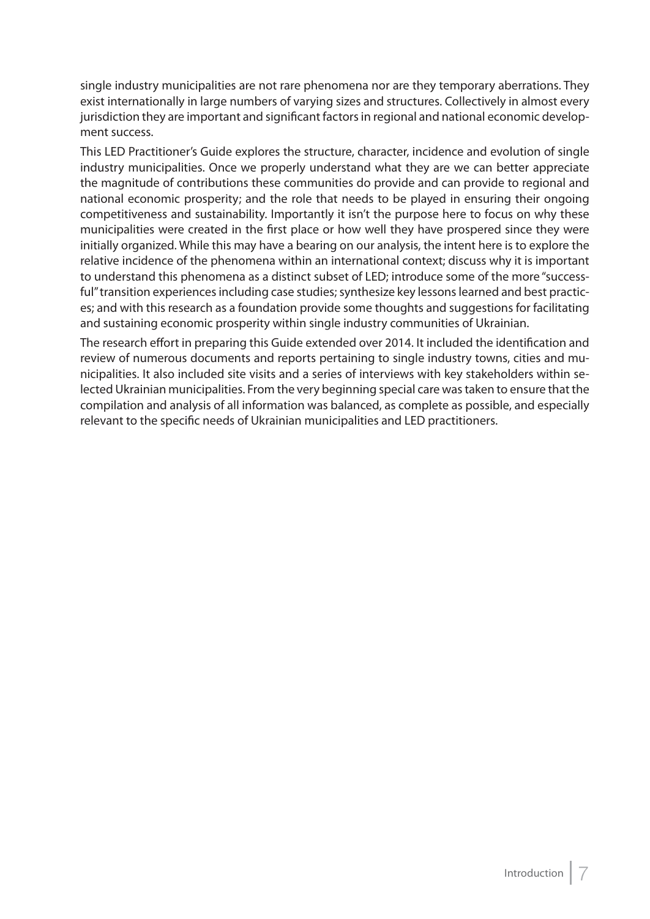single industry municipalities are not rare phenomena nor are they temporary aberrations. They exist internationally in large numbers of varying sizes and structures. Collectively in almost every jurisdiction they are important and significant factors in regional and national economic development success.

This LED Practitioner's Guide explores the structure, character, incidence and evolution of single industry municipalities. Once we properly understand what they are we can better appreciate the magnitude of contributions these communities do provide and can provide to regional and national economic prosperity; and the role that needs to be played in ensuring their ongoing competitiveness and sustainability. Importantly it isn't the purpose here to focus on why these municipalities were created in the first place or how well they have prospered since they were initially organized. While this may have a bearing on our analysis, the intent here is to explore the relative incidence of the phenomena within an international context; discuss why it is important to understand this phenomena as a distinct subset of LED; introduce some of the more "successful" transition experiences including case studies; synthesize key lessons learned and best practices; and with this research as a foundation provide some thoughts and suggestions for facilitating and sustaining economic prosperity within single industry communities of Ukrainian.

The research effort in preparing this Guide extended over 2014. It included the identification and review of numerous documents and reports pertaining to single industry towns, cities and municipalities. It also included site visits and a series of interviews with key stakeholders within selected Ukrainian municipalities. From the very beginning special care was taken to ensure that the compilation and analysis of all information was balanced, as complete as possible, and especially relevant to the specific needs of Ukrainian municipalities and LED practitioners.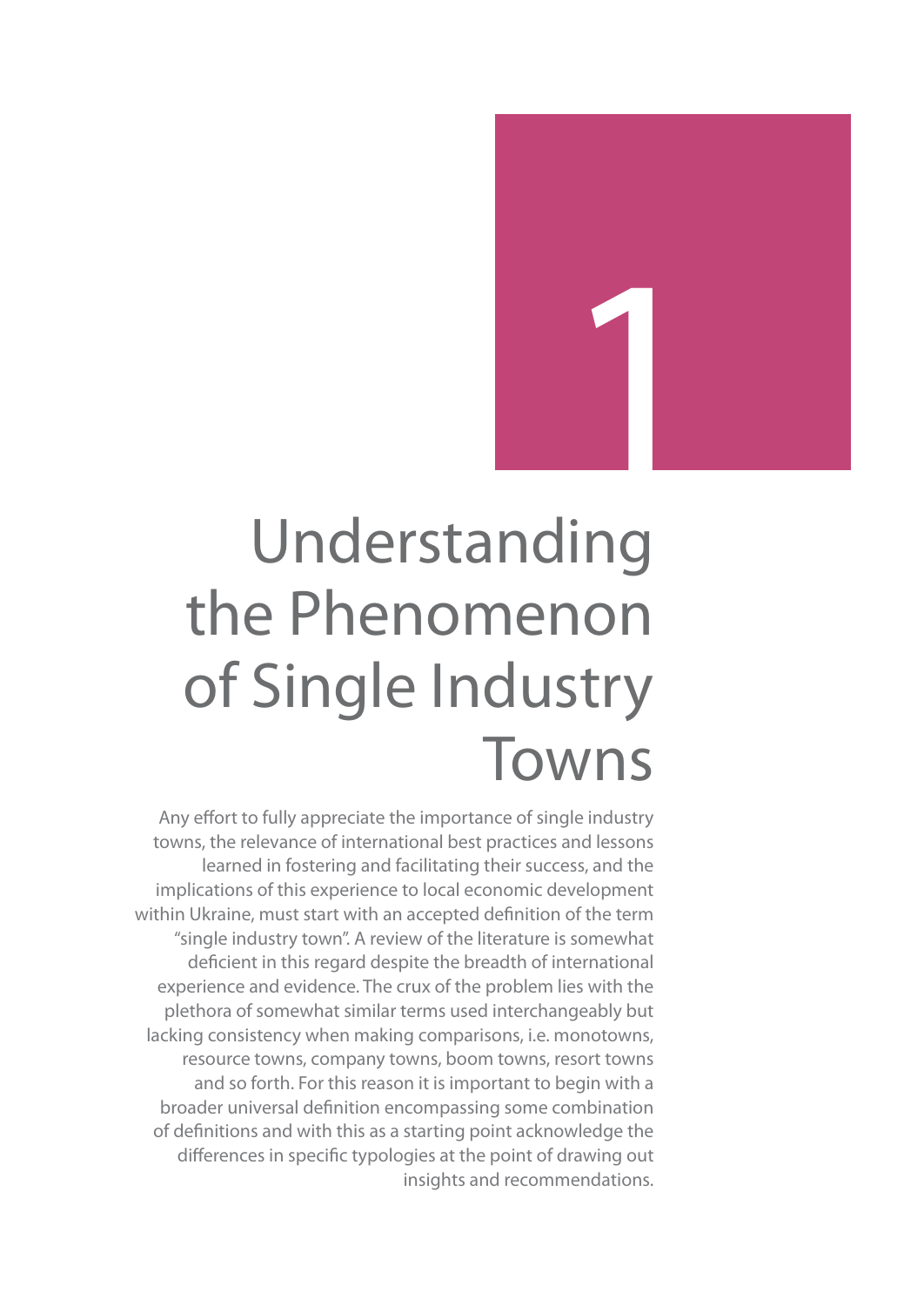# 1

# Understanding the Phenomenon of Single Industry Towns

Any effort to fully appreciate the importance of single industry towns, the relevance of international best practices and lessons learned in fostering and facilitating their success, and the implications of this experience to local economic development within Ukraine, must start with an accepted definition of the term "single industry town". A review of the literature is somewhat deficient in this regard despite the breadth of international experience and evidence. The crux of the problem lies with the plethora of somewhat similar terms used interchangeably but lacking consistency when making comparisons, i.e. monotowns, resource towns, company towns, boom towns, resort towns and so forth. For this reason it is important to begin with a broader universal definition encompassing some combination of definitions and with this as a starting point acknowledge the differences in specific typologies at the point of drawing out insights and recommendations.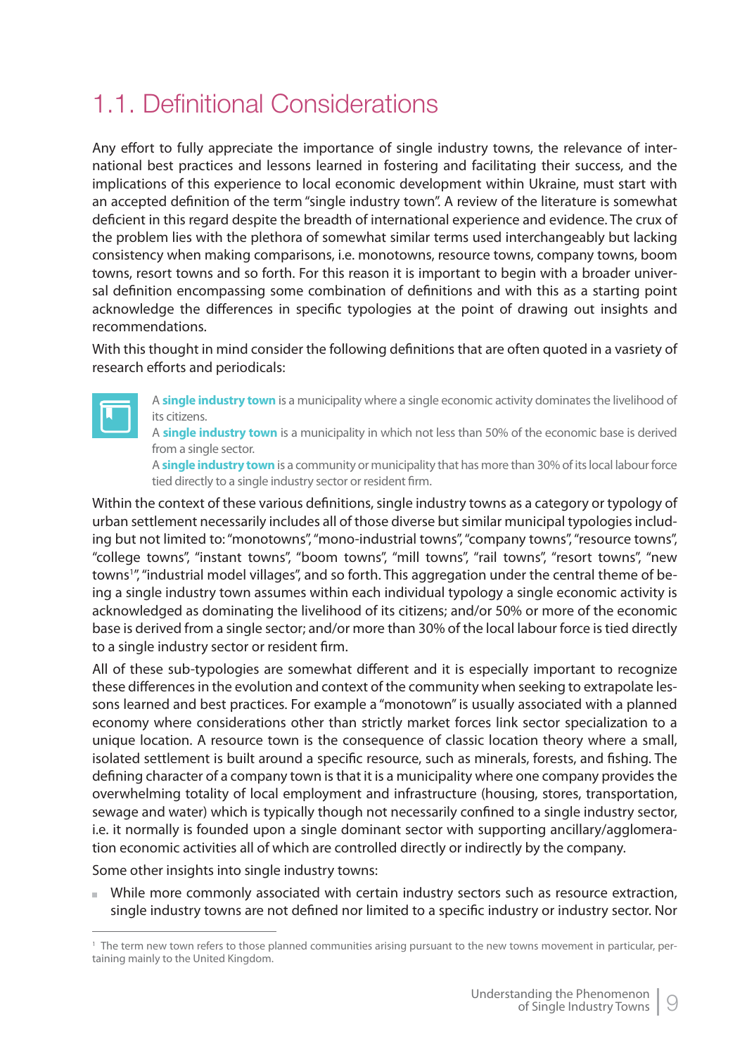## 1.1. Definitional Considerations

Any effort to fully appreciate the importance of single industry towns, the relevance of international best practices and lessons learned in fostering and facilitating their success, and the implications of this experience to local economic development within Ukraine, must start with an accepted definition of the term "single industry town". A review of the literature is somewhat deficient in this regard despite the breadth of international experience and evidence. The crux of the problem lies with the plethora of somewhat similar terms used interchangeably but lacking consistency when making comparisons, i.e. monotowns, resource towns, company towns, boom towns, resort towns and so forth. For this reason it is important to begin with a broader universal definition encompassing some combination of definitions and with this as a starting point acknowledge the differences in specific typologies at the point of drawing out insights and recommendations.

With this thought in mind consider the following definitions that are often quoted in a vasriety of research efforts and periodicals:

A **single industry town** is a municipality where a single economic activity dominates the livelihood of its citizens.

A **single industry town** is a municipality in which not less than 50% of the economic base is derived from a single sector.

A **single industry town** is a community or municipality that has more than 30% of its local labour force tied directly to a single industry sector or resident firm.

Within the context of these various definitions, single industry towns as a category or typology of urban settlement necessarily includes all of those diverse but similar municipal typologies including but not limited to: "monotowns", "mono-industrial towns", "company towns", "resource towns", "college towns", "instant towns", "boom towns", "mill towns", "rail towns", "resort towns", "new towns[1]", "industrial model villages", and so forth. This aggregation under the central theme of being a single industry town assumes within each individual typology a single economic activity is acknowledged as dominating the livelihood of its citizens; and/or 50% or more of the economic base is derived from a single sector; and/or more than 30% of the local labour force is tied directly to a single industry sector or resident firm.

All of these sub-typologies are somewhat different and it is especially important to recognize these differences in the evolution and context of the community when seeking to extrapolate lessons learned and best practices. For example a "monotown" is usually associated with a planned economy where considerations other than strictly market forces link sector specialization to a unique location. A resource town is the consequence of classic location theory where a small, isolated settlement is built around a specific resource, such as minerals, forests, and fishing. The defining character of a company town is that it is a municipality where one company provides the overwhelming totality of local employment and infrastructure (housing, stores, transportation, sewage and water) which is typically though not necessarily confined to a single industry sector, i.e. it normally is founded upon a single dominant sector with supporting ancillary/agglomeration economic activities all of which are controlled directly or indirectly by the company.

Some other insights into single industry towns:

- While more commonly associated with certain industry sectors such as resource extraction, single industry towns are not defined nor limited to a specific industry or industry sector. Nor

[1] The term new town refers to those planned communities arising pursuant to the new towns movement in particular, pertaining mainly to the United Kingdom.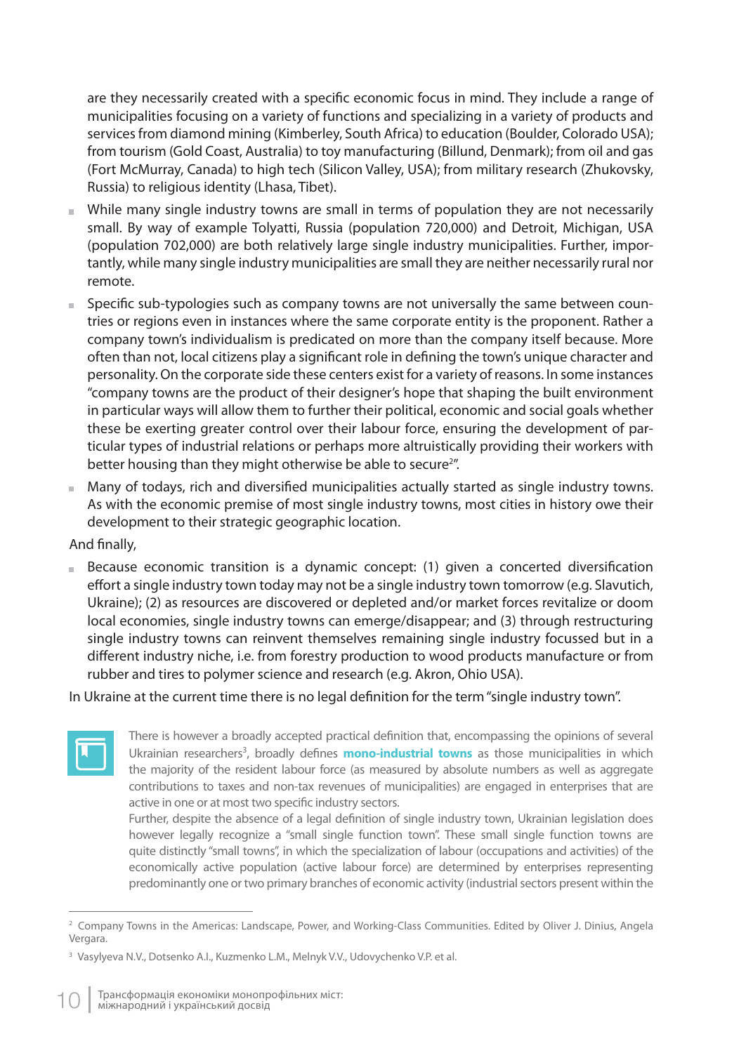are they necessarily created with a specific economic focus in mind. They include a range of municipalities focusing on a variety of functions and specializing in a variety of products and services from diamond mining (Kimberley, South Africa) to education (Boulder, Colorado USA); from tourism (Gold Coast, Australia) to toy manufacturing (Billund, Denmark); from oil and gas (Fort McMurray, Canada) to high tech (Silicon Valley, USA); from military research (Zhukovsky, Russia) to religious identity (Lhasa, Tibet).

- While many single industry towns are small in terms of population they are not necessarily small. By way of example Tolyatti, Russia (population 720,000) and Detroit, Michigan, USA (population 702,000) are both relatively large single industry municipalities. Further, importantly, while many single industry municipalities are small they are neither necessarily rural nor remote.
- Specific sub-typologies such as company towns are not universally the same between countries or regions even in instances where the same corporate entity is the proponent. Rather a company town's individualism is predicated on more than the company itself because. More often than not, local citizens play a significant role in defining the town's unique character and personality. On the corporate side these centers exist for a variety of reasons. In some instances "company towns are the product of their designer's hope that shaping the built environment in particular ways will allow them to further their political, economic and social goals whether these be exerting greater control over their labour force, ensuring the development of particular types of industrial relations or perhaps more altruistically providing their workers with better housing than they might otherwise be able to secure[2]".
- Many of todays, rich and diversified municipalities actually started as single industry towns. As with the economic premise of most single industry towns, most cities in history owe their development to their strategic geographic location.

And finally,

- Because economic transition is a dynamic concept: (1) given a concerted diversification effort a single industry town today may not be a single industry town tomorrow (e.g. Slavutich, Ukraine); (2) as resources are discovered or depleted and/or market forces revitalize or doom local economies, single industry towns can emerge/disappear; and (3) through restructuring single industry towns can reinvent themselves remaining single industry focussed but in a different industry niche, i.e. from forestry production to wood products manufacture or from rubber and tires to polymer science and research (e.g. Akron, Ohio USA).

In Ukraine at the current time there is no legal definition for the term "single industry town".

There is however a broadly accepted practical definition that, encompassing the opinions of several Ukrainian researchers[3], broadly defines **mono-industrial towns** as those municipalities in which the majority of the resident labour force (as measured by absolute numbers as well as aggregate contributions to taxes and non-tax revenues of municipalities) are engaged in enterprises that are active in one or at most two specific industry sectors.

Further, despite the absence of a legal definition of single industry town, Ukrainian legislation does however legally recognize a "small single function town". These small single function towns are quite distinctly "small towns", in which the specialization of labour (occupations and activities) of the economically active population (active labour force) are determined by enterprises representing predominantly one or two primary branches of economic activity (industrial sectors present within the

---

[2] Company Towns in the Americas: Landscape, Power, and Working-Class Communities. Edited by Oliver J. Dinius, Angela Vergara.

[3] Vasylyeva N.V., Dotsenko A.I., Kuzmenko L.M., Melnyk V.V., Udovychenko V.P. et al.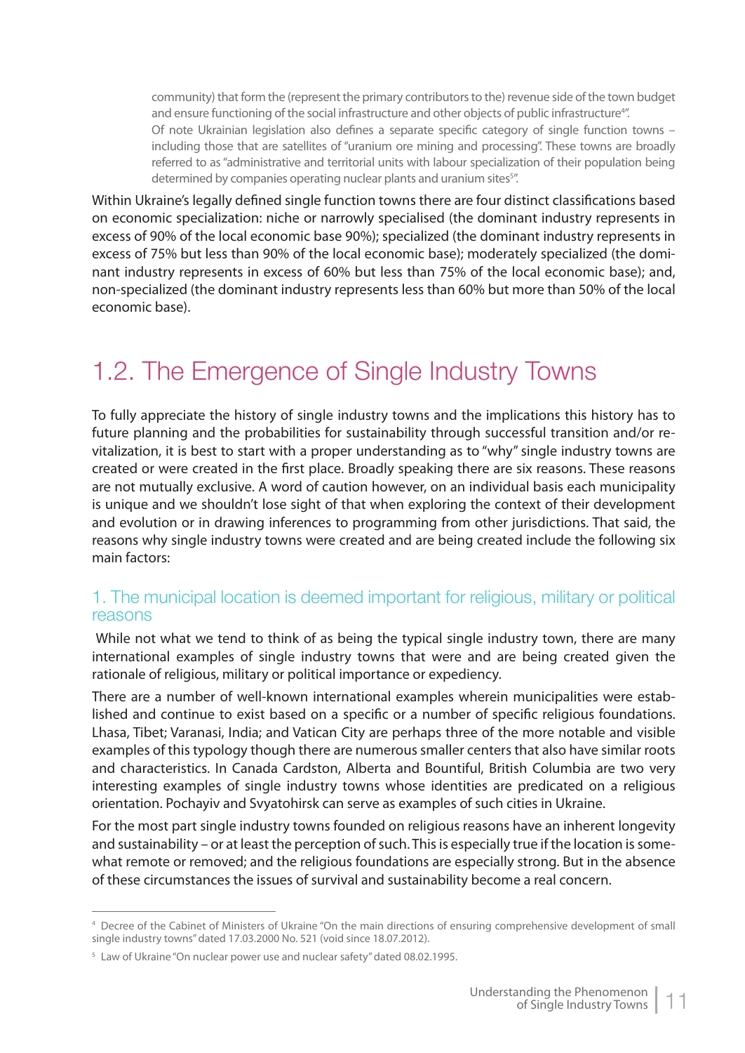community) that form the (represent the primary contributors to the) revenue side of the town budget and ensure functioning of the social infrastructure and other objects of public infrastructure[4]".

Of note Ukrainian legislation also defines a separate specific category of single function towns – including those that are satellites of "uranium ore mining and processing". These towns are broadly referred to as "administrative and territorial units with labour specialization of their population being determined by companies operating nuclear plants and uranium sites[5]".

Within Ukraine's legally defined single function towns there are four distinct classifications based on economic specialization: niche or narrowly specialised (the dominant industry represents in excess of 90% of the local economic base 90%); specialized (the dominant industry represents in excess of 75% but less than 90% of the local economic base); moderately specialized (the dominant industry represents in excess of 60% but less than 75% of the local economic base); and, non-specialized (the dominant industry represents less than 60% but more than 50% of the local economic base).

## 1.2. The Emergence of Single Industry Towns

To fully appreciate the history of single industry towns and the implications this history has to future planning and the probabilities for sustainability through successful transition and/or revitalization, it is best to start with a proper understanding as to "why" single industry towns are created or were created in the first place. Broadly speaking there are six reasons. These reasons are not mutually exclusive. A word of caution however, on an individual basis each municipality is unique and we shouldn't lose sight of that when exploring the context of their development and evolution or in drawing inferences to programming from other jurisdictions. That said, the reasons why single industry towns were created and are being created include the following six main factors:

### 1. The municipal location is deemed important for religious, military or political reasons

While not what we tend to think of as being the typical single industry town, there are many international examples of single industry towns that were and are being created given the rationale of religious, military or political importance or expediency.

There are a number of well-known international examples wherein municipalities were established and continue to exist based on a specific or a number of specific religious foundations. Lhasa, Tibet; Varanasi, India; and Vatican City are perhaps three of the more notable and visible examples of this typology though there are numerous smaller centers that also have similar roots and characteristics. In Canada Cardston, Alberta and Bountiful, British Columbia are two very interesting examples of single industry towns whose identities are predicated on a religious orientation. Pochayiv and Svyatohirsk can serve as examples of such cities in Ukraine.

For the most part single industry towns founded on religious reasons have an inherent longevity and sustainability – or at least the perception of such. This is especially true if the location is somewhat remote or removed; and the religious foundations are especially strong. But in the absence of these circumstances the issues of survival and sustainability become a real concern.

---

[4] Decree of the Cabinet of Ministers of Ukraine "On the main directions of ensuring comprehensive development of small single industry towns" dated 17.03.2000 No. 521 (void since 18.07.2012).

[5] Law of Ukraine "On nuclear power use and nuclear safety" dated 08.02.1995.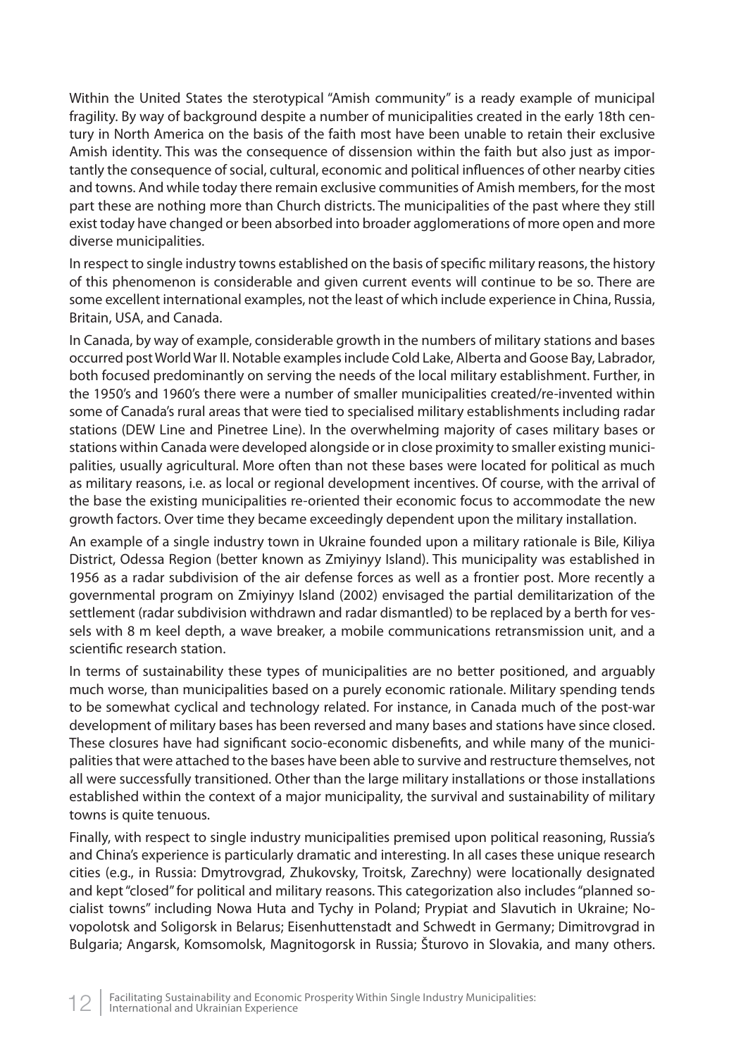Within the United States the sterotypical "Amish community" is a ready example of municipal fragility. By way of background despite a number of municipalities created in the early 18th century in North America on the basis of the faith most have been unable to retain their exclusive Amish identity. This was the consequence of dissension within the faith but also just as importantly the consequence of social, cultural, economic and political influences of other nearby cities and towns. And while today there remain exclusive communities of Amish members, for the most part these are nothing more than Church districts. The municipalities of the past where they still exist today have changed or been absorbed into broader agglomerations of more open and more diverse municipalities.

In respect to single industry towns established on the basis of specific military reasons, the history of this phenomenon is considerable and given current events will continue to be so. There are some excellent international examples, not the least of which include experience in China, Russia, Britain, USA, and Canada.

In Canada, by way of example, considerable growth in the numbers of military stations and bases occurred post World War II. Notable examples include Cold Lake, Alberta and Goose Bay, Labrador, both focused predominantly on serving the needs of the local military establishment. Further, in the 1950's and 1960's there were a number of smaller municipalities created/re-invented within some of Canada's rural areas that were tied to specialised military establishments including radar stations (DEW Line and Pinetree Line). In the overwhelming majority of cases military bases or stations within Canada were developed alongside or in close proximity to smaller existing municipalities, usually agricultural. More often than not these bases were located for political as much as military reasons, i.e. as local or regional development incentives. Of course, with the arrival of the base the existing municipalities re-oriented their economic focus to accommodate the new growth factors. Over time they became exceedingly dependent upon the military installation.

An example of a single industry town in Ukraine founded upon a military rationale is Bile, Kiliya District, Odessa Region (better known as Zmiyinyy Island). This municipality was established in 1956 as a radar subdivision of the air defense forces as well as a frontier post. More recently a governmental program on Zmiyinyy Island (2002) envisaged the partial demilitarization of the settlement (radar subdivision withdrawn and radar dismantled) to be replaced by a berth for vessels with 8 m keel depth, a wave breaker, a mobile communications retransmission unit, and a scientific research station.

In terms of sustainability these types of municipalities are no better positioned, and arguably much worse, than municipalities based on a purely economic rationale. Military spending tends to be somewhat cyclical and technology related. For instance, in Canada much of the post-war development of military bases has been reversed and many bases and stations have since closed. These closures have had significant socio-economic disbenefits, and while many of the municipalities that were attached to the bases have been able to survive and restructure themselves, not all were successfully transitioned. Other than the large military installations or those installations established within the context of a major municipality, the survival and sustainability of military towns is quite tenuous.

Finally, with respect to single industry municipalities premised upon political reasoning, Russia's and China's experience is particularly dramatic and interesting. In all cases these unique research cities (e.g., in Russia: Dmytrovgrad, Zhukovsky, Troitsk, Zarechny) were locationally designated and kept "closed" for political and military reasons. This categorization also includes "planned socialist towns" including Nowa Huta and Tychy in Poland; Prypiat and Slavutich in Ukraine; Novopolotsk and Soligorsk in Belarus; Eisenhuttenstadt and Schwedt in Germany; Dimitrovgrad in Bulgaria; Angarsk, Komsomolsk, Magnitogorsk in Russia; Šturovo in Slovakia, and many others.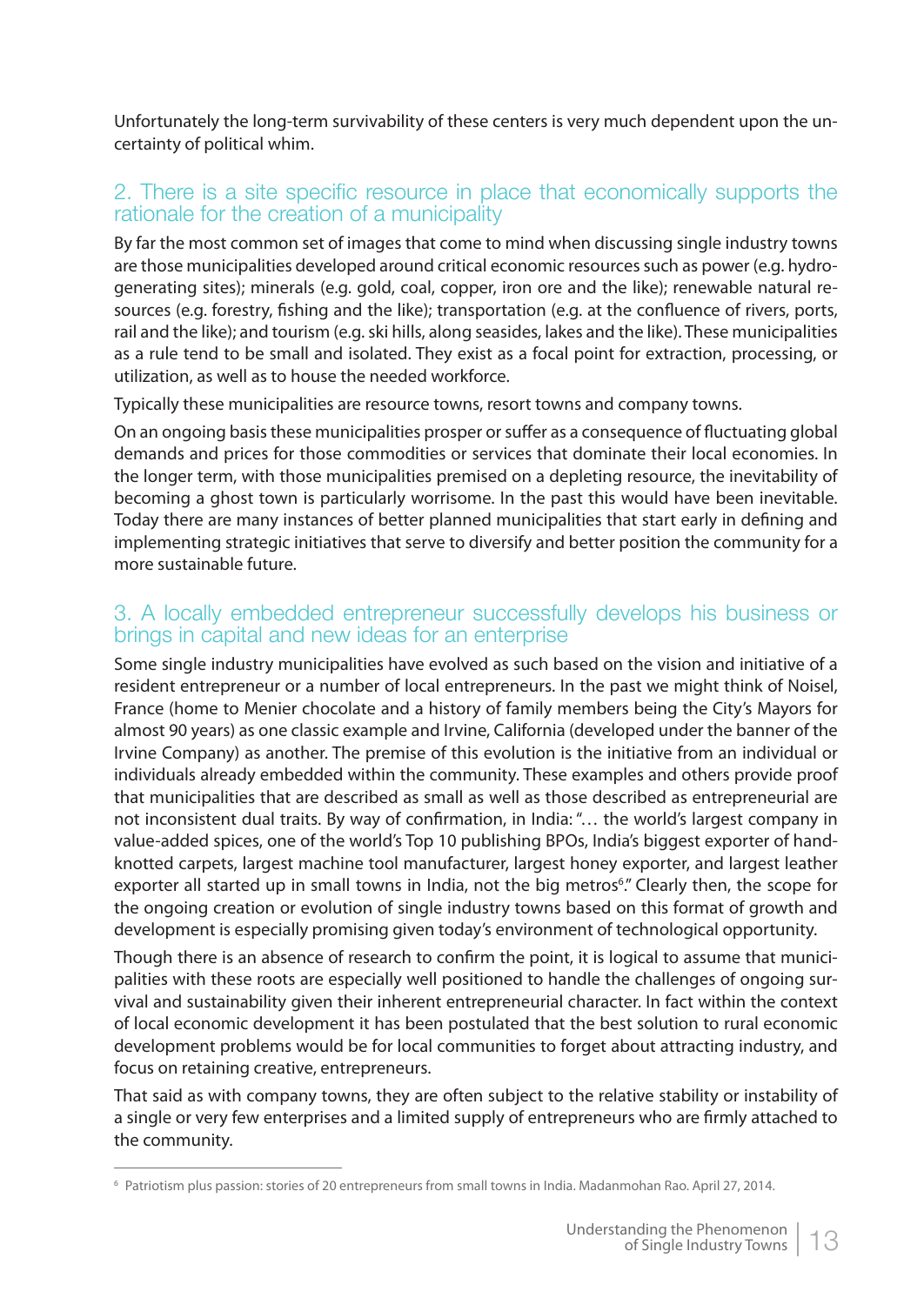Unfortunately the long-term survivability of these centers is very much dependent upon the uncertainty of political whim.

## 2. There is a site specific resource in place that economically supports the rationale for the creation of a municipality

By far the most common set of images that come to mind when discussing single industry towns are those municipalities developed around critical economic resources such as power (e.g. hydro-generating sites); minerals (e.g. gold, coal, copper, iron ore and the like); renewable natural resources (e.g. forestry, fishing and the like); transportation (e.g. at the confluence of rivers, ports, rail and the like); and tourism (e.g. ski hills, along seasides, lakes and the like). These municipalities as a rule tend to be small and isolated. They exist as a focal point for extraction, processing, or utilization, as well as to house the needed workforce.

Typically these municipalities are resource towns, resort towns and company towns.

On an ongoing basis these municipalities prosper or suffer as a consequence of fluctuating global demands and prices for those commodities or services that dominate their local economies. In the longer term, with those municipalities premised on a depleting resource, the inevitability of becoming a ghost town is particularly worrisome. In the past this would have been inevitable. Today there are many instances of better planned municipalities that start early in defining and implementing strategic initiatives that serve to diversify and better position the community for a more sustainable future.

## 3. A locally embedded entrepreneur successfully develops his business or brings in capital and new ideas for an enterprise

Some single industry municipalities have evolved as such based on the vision and initiative of a resident entrepreneur or a number of local entrepreneurs. In the past we might think of Noisel, France (home to Menier chocolate and a history of family members being the City's Mayors for almost 90 years) as one classic example and Irvine, California (developed under the banner of the Irvine Company) as another. The premise of this evolution is the initiative from an individual or individuals already embedded within the community. These examples and others provide proof that municipalities that are described as small as well as those described as entrepreneurial are not inconsistent dual traits. By way of confirmation, in India: "… the world's largest company in value-added spices, one of the world's Top 10 publishing BPOs, India's biggest exporter of hand-knotted carpets, largest machine tool manufacturer, largest honey exporter, and largest leather exporter all started up in small towns in India, not the big metros[6]." Clearly then, the scope for the ongoing creation or evolution of single industry towns based on this format of growth and development is especially promising given today's environment of technological opportunity.

Though there is an absence of research to confirm the point, it is logical to assume that municipalities with these roots are especially well positioned to handle the challenges of ongoing survival and sustainability given their inherent entrepreneurial character. In fact within the context of local economic development it has been postulated that the best solution to rural economic development problems would be for local communities to forget about attracting industry, and focus on retaining creative, entrepreneurs.

That said as with company towns, they are often subject to the relative stability or instability of a single or very few enterprises and a limited supply of entrepreneurs who are firmly attached to the community.

---

[6] Patriotism plus passion: stories of 20 entrepreneurs from small towns in India. Madanmohan Rao. April 27, 2014.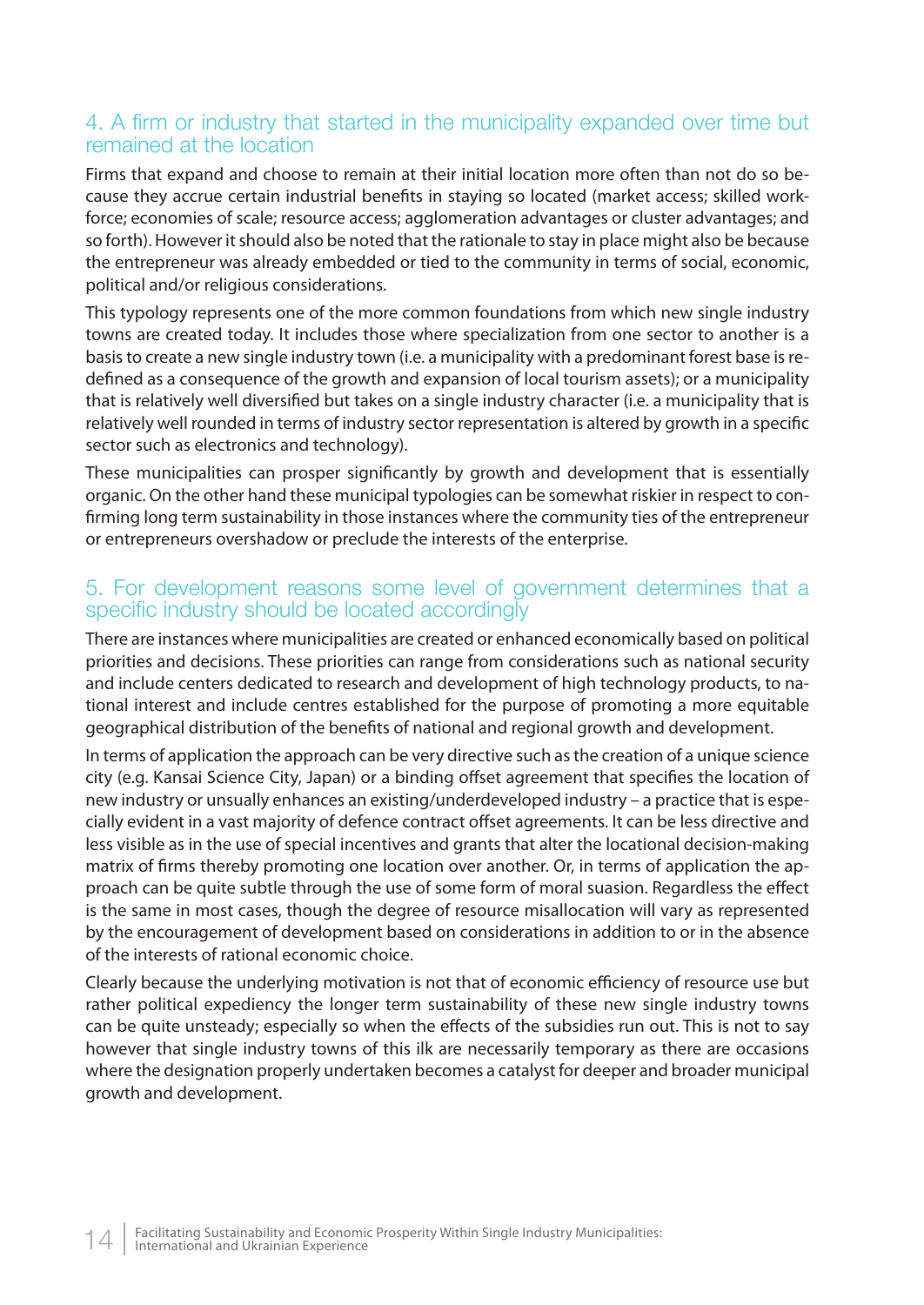## 4. A firm or industry that started in the municipality expanded over time but remained at the location

Firms that expand and choose to remain at their initial location more often than not do so because they accrue certain industrial benefits in staying so located (market access; skilled workforce; economies of scale; resource access; agglomeration advantages or cluster advantages; and so forth). However it should also be noted that the rationale to stay in place might also be because the entrepreneur was already embedded or tied to the community in terms of social, economic, political and/or religious considerations.

This typology represents one of the more common foundations from which new single industry towns are created today. It includes those where specialization from one sector to another is a basis to create a new single industry town (i.e. a municipality with a predominant forest base is redefined as a consequence of the growth and expansion of local tourism assets); or a municipality that is relatively well diversified but takes on a single industry character (i.e. a municipality that is relatively well rounded in terms of industry sector representation is altered by growth in a specific sector such as electronics and technology).

These municipalities can prosper significantly by growth and development that is essentially organic. On the other hand these municipal typologies can be somewhat riskier in respect to confirming long term sustainability in those instances where the community ties of the entrepreneur or entrepreneurs overshadow or preclude the interests of the enterprise.

## 5. For development reasons some level of government determines that a specific industry should be located accordingly

There are instances where municipalities are created or enhanced economically based on political priorities and decisions. These priorities can range from considerations such as national security and include centers dedicated to research and development of high technology products, to national interest and include centres established for the purpose of promoting a more equitable geographical distribution of the benefits of national and regional growth and development.

In terms of application the approach can be very directive such as the creation of a unique science city (e.g. Kansai Science City, Japan) or a binding offset agreement that specifies the location of new industry or unsually enhances an existing/underdeveloped industry – a practice that is especially evident in a vast majority of defence contract offset agreements. It can be less directive and less visible as in the use of special incentives and grants that alter the locational decision-making matrix of firms thereby promoting one location over another. Or, in terms of application the approach can be quite subtle through the use of some form of moral suasion. Regardless the effect is the same in most cases, though the degree of resource misallocation will vary as represented by the encouragement of development based on considerations in addition to or in the absence of the interests of rational economic choice.

Clearly because the underlying motivation is not that of economic efficiency of resource use but rather political expediency the longer term sustainability of these new single industry towns can be quite unsteady; especially so when the effects of the subsidies run out. This is not to say however that single industry towns of this ilk are necessarily temporary as there are occasions where the designation properly undertaken becomes a catalyst for deeper and broader municipal growth and development.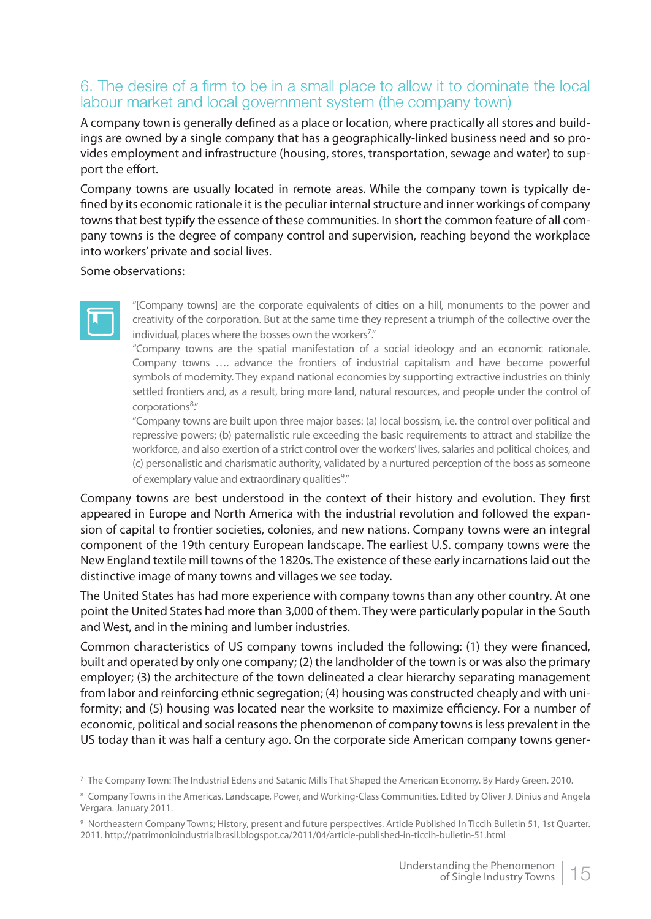## 6. The desire of a firm to be in a small place to allow it to dominate the local labour market and local government system (the company town)

A company town is generally defined as a place or location, where practically all stores and buildings are owned by a single company that has a geographically-linked business need and so provides employment and infrastructure (housing, stores, transportation, sewage and water) to support the effort.

Company towns are usually located in remote areas. While the company town is typically defined by its economic rationale it is the peculiar internal structure and inner workings of company towns that best typify the essence of these communities. In short the common feature of all company towns is the degree of company control and supervision, reaching beyond the workplace into workers' private and social lives.

Some observations:

> "[Company towns] are the corporate equivalents of cities on a hill, monuments to the power and creativity of the corporation. But at the same time they represent a triumph of the collective over the individual, places where the bosses own the workers[7]."
>
> "Company towns are the spatial manifestation of a social ideology and an economic rationale. Company towns …. advance the frontiers of industrial capitalism and have become powerful symbols of modernity. They expand national economies by supporting extractive industries on thinly settled frontiers and, as a result, bring more land, natural resources, and people under the control of corporations[8]."
>
> "Company towns are built upon three major bases: (a) local bossism, i.e. the control over political and repressive powers; (b) paternalistic rule exceeding the basic requirements to attract and stabilize the workforce, and also exertion of a strict control over the workers' lives, salaries and political choices, and (c) personalistic and charismatic authority, validated by a nurtured perception of the boss as someone of exemplary value and extraordinary qualities[9]."

Company towns are best understood in the context of their history and evolution. They first appeared in Europe and North America with the industrial revolution and followed the expansion of capital to frontier societies, colonies, and new nations. Company towns were an integral component of the 19th century European landscape. The earliest U.S. company towns were the New England textile mill towns of the 1820s. The existence of these early incarnations laid out the distinctive image of many towns and villages we see today.

The United States has had more experience with company towns than any other country. At one point the United States had more than 3,000 of them. They were particularly popular in the South and West, and in the mining and lumber industries.

Common characteristics of US company towns included the following: (1) they were financed, built and operated by only one company; (2) the landholder of the town is or was also the primary employer; (3) the architecture of the town delineated a clear hierarchy separating management from labor and reinforcing ethnic segregation; (4) housing was constructed cheaply and with uniformity; and (5) housing was located near the worksite to maximize efficiency. For a number of economic, political and social reasons the phenomenon of company towns is less prevalent in the US today than it was half a century ago. On the corporate side American company towns gener-

---

[7] The Company Town: The Industrial Edens and Satanic Mills That Shaped the American Economy. By Hardy Green. 2010.

[8] Company Towns in the Americas. Landscape, Power, and Working-Class Communities. Edited by Oliver J. Dinius and Angela Vergara. January 2011.

[9] Northeastern Company Towns; History, present and future perspectives. Article Published In Ticcih Bulletin 51, 1st Quarter. 2011. http://patrimonioindustrialbrasil.blogspot.ca/2011/04/article-published-in-ticcih-bulletin-51.html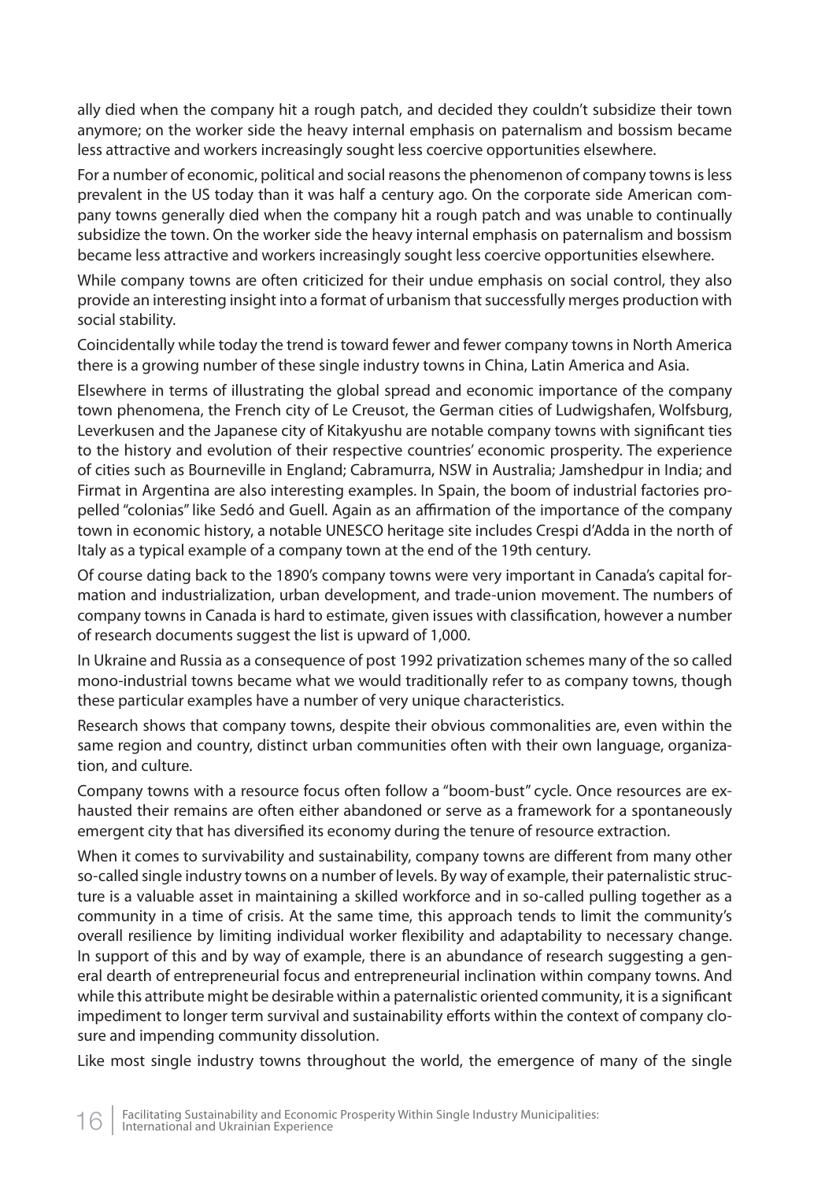ally died when the company hit a rough patch, and decided they couldn't subsidize their town anymore; on the worker side the heavy internal emphasis on paternalism and bossism became less attractive and workers increasingly sought less coercive opportunities elsewhere.

For a number of economic, political and social reasons the phenomenon of company towns is less prevalent in the US today than it was half a century ago. On the corporate side American company towns generally died when the company hit a rough patch and was unable to continually subsidize the town. On the worker side the heavy internal emphasis on paternalism and bossism became less attractive and workers increasingly sought less coercive opportunities elsewhere.

While company towns are often criticized for their undue emphasis on social control, they also provide an interesting insight into a format of urbanism that successfully merges production with social stability.

Coincidentally while today the trend is toward fewer and fewer company towns in North America there is a growing number of these single industry towns in China, Latin America and Asia.

Elsewhere in terms of illustrating the global spread and economic importance of the company town phenomena, the French city of Le Creusot, the German cities of Ludwigshafen, Wolfsburg, Leverkusen and the Japanese city of Kitakyushu are notable company towns with significant ties to the history and evolution of their respective countries' economic prosperity. The experience of cities such as Bourneville in England; Cabramurra, NSW in Australia; Jamshedpur in India; and Firmat in Argentina are also interesting examples. In Spain, the boom of industrial factories propelled "colonias" like Sedó and Guell. Again as an affirmation of the importance of the company town in economic history, a notable UNESCO heritage site includes Crespi d'Adda in the north of Italy as a typical example of a company town at the end of the 19th century.

Of course dating back to the 1890's company towns were very important in Canada's capital formation and industrialization, urban development, and trade-union movement. The numbers of company towns in Canada is hard to estimate, given issues with classification, however a number of research documents suggest the list is upward of 1,000.

In Ukraine and Russia as a consequence of post 1992 privatization schemes many of the so called mono-industrial towns became what we would traditionally refer to as company towns, though these particular examples have a number of very unique characteristics.

Research shows that company towns, despite their obvious commonalities are, even within the same region and country, distinct urban communities often with their own language, organization, and culture.

Company towns with a resource focus often follow a "boom-bust" cycle. Once resources are exhausted their remains are often either abandoned or serve as a framework for a spontaneously emergent city that has diversified its economy during the tenure of resource extraction.

When it comes to survivability and sustainability, company towns are different from many other so-called single industry towns on a number of levels. By way of example, their paternalistic structure is a valuable asset in maintaining a skilled workforce and in so-called pulling together as a community in a time of crisis. At the same time, this approach tends to limit the community's overall resilience by limiting individual worker flexibility and adaptability to necessary change. In support of this and by way of example, there is an abundance of research suggesting a general dearth of entrepreneurial focus and entrepreneurial inclination within company towns. And while this attribute might be desirable within a paternalistic oriented community, it is a significant impediment to longer term survival and sustainability efforts within the context of company closure and impending community dissolution.

Like most single industry towns throughout the world, the emergence of many of the single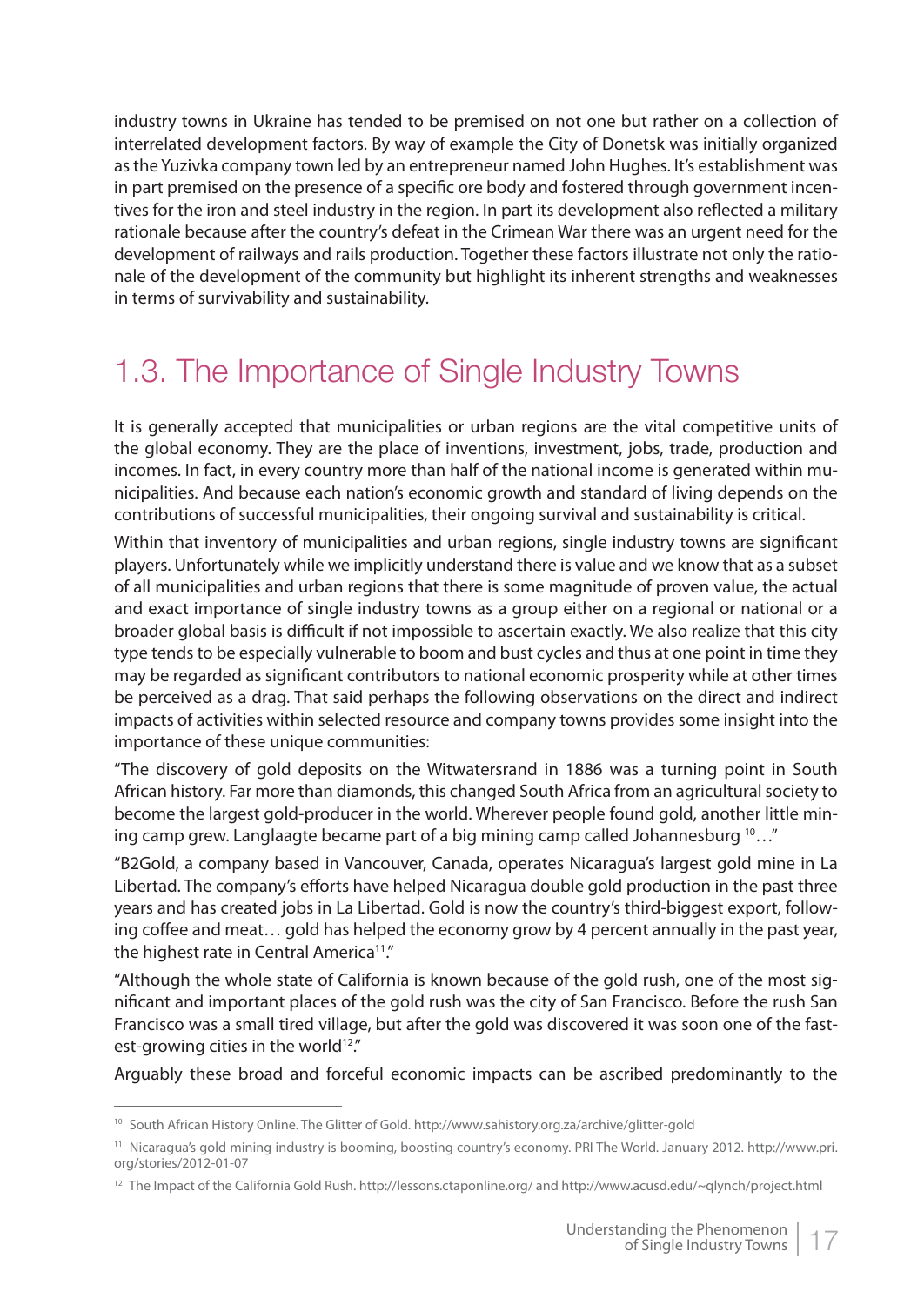industry towns in Ukraine has tended to be premised on not one but rather on a collection of interrelated development factors. By way of example the City of Donetsk was initially organized as the Yuzivka company town led by an entrepreneur named John Hughes. It's establishment was in part premised on the presence of a specific ore body and fostered through government incentives for the iron and steel industry in the region. In part its development also reflected a military rationale because after the country's defeat in the Crimean War there was an urgent need for the development of railways and rails production. Together these factors illustrate not only the rationale of the development of the community but highlight its inherent strengths and weaknesses in terms of survivability and sustainability.

## 1.3. The Importance of Single Industry Towns

It is generally accepted that municipalities or urban regions are the vital competitive units of the global economy. They are the place of inventions, investment, jobs, trade, production and incomes. In fact, in every country more than half of the national income is generated within municipalities. And because each nation's economic growth and standard of living depends on the contributions of successful municipalities, their ongoing survival and sustainability is critical.

Within that inventory of municipalities and urban regions, single industry towns are significant players. Unfortunately while we implicitly understand there is value and we know that as a subset of all municipalities and urban regions that there is some magnitude of proven value, the actual and exact importance of single industry towns as a group either on a regional or national or a broader global basis is difficult if not impossible to ascertain exactly. We also realize that this city type tends to be especially vulnerable to boom and bust cycles and thus at one point in time they may be regarded as significant contributors to national economic prosperity while at other times be perceived as a drag. That said perhaps the following observations on the direct and indirect impacts of activities within selected resource and company towns provides some insight into the importance of these unique communities:

"The discovery of gold deposits on the Witwatersrand in 1886 was a turning point in South African history. Far more than diamonds, this changed South Africa from an agricultural society to become the largest gold-producer in the world. Wherever people found gold, another little mining camp grew. Langlaagte became part of a big mining camp called Johannesburg [10]…"

"B2Gold, a company based in Vancouver, Canada, operates Nicaragua's largest gold mine in La Libertad. The company's efforts have helped Nicaragua double gold production in the past three years and has created jobs in La Libertad. Gold is now the country's third-biggest export, following coffee and meat… gold has helped the economy grow by 4 percent annually in the past year, the highest rate in Central America[11]."

"Although the whole state of California is known because of the gold rush, one of the most significant and important places of the gold rush was the city of San Francisco. Before the rush San Francisco was a small tired village, but after the gold was discovered it was soon one of the fastest-growing cities in the world[12]."

Arguably these broad and forceful economic impacts can be ascribed predominantly to the

---

[10] South African History Online. The Glitter of Gold. http://www.sahistory.org.za/archive/glitter-gold

[11] Nicaragua's gold mining industry is booming, boosting country's economy. PRI The World. January 2012. http://www.pri.org/stories/2012-01-07

[12] The Impact of the California Gold Rush. http://lessons.ctaponline.org/ and http://www.acusd.edu/~qlynch/project.html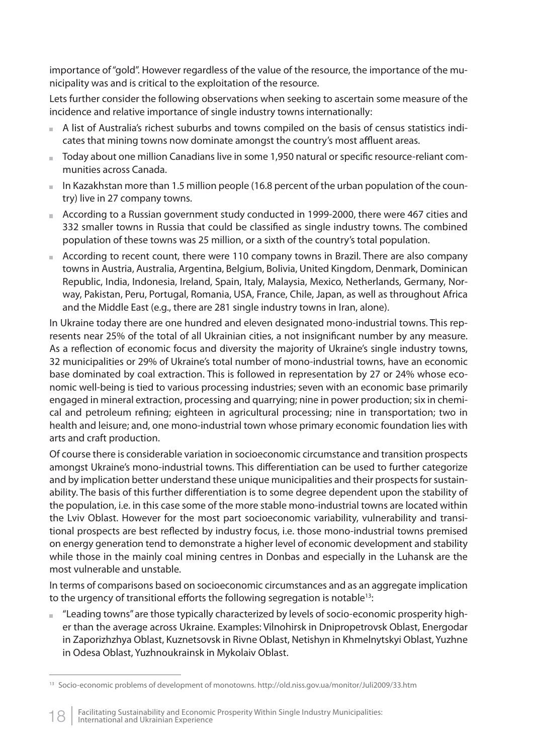importance of "gold". However regardless of the value of the resource, the importance of the municipality was and is critical to the exploitation of the resource.

Lets further consider the following observations when seeking to ascertain some measure of the incidence and relative importance of single industry towns internationally:

- A list of Australia's richest suburbs and towns compiled on the basis of census statistics indicates that mining towns now dominate amongst the country's most affluent areas.
- Today about one million Canadians live in some 1,950 natural or specific resource-reliant communities across Canada.
- In Kazakhstan more than 1.5 million people (16.8 percent of the urban population of the country) live in 27 company towns.
- According to a Russian government study conducted in 1999-2000, there were 467 cities and 332 smaller towns in Russia that could be classified as single industry towns. The combined population of these towns was 25 million, or a sixth of the country's total population.
- According to recent count, there were 110 company towns in Brazil. There are also company towns in Austria, Australia, Argentina, Belgium, Bolivia, United Kingdom, Denmark, Dominican Republic, India, Indonesia, Ireland, Spain, Italy, Malaysia, Mexico, Netherlands, Germany, Norway, Pakistan, Peru, Portugal, Romania, USA, France, Chile, Japan, as well as throughout Africa and the Middle East (e.g., there are 281 single industry towns in Iran, alone).

In Ukraine today there are one hundred and eleven designated mono-industrial towns. This represents near 25% of the total of all Ukrainian cities, a not insignificant number by any measure. As a reflection of economic focus and diversity the majority of Ukraine's single industry towns, 32 municipalities or 29% of Ukraine's total number of mono-industrial towns, have an economic base dominated by coal extraction. This is followed in representation by 27 or 24% whose economic well-being is tied to various processing industries; seven with an economic base primarily engaged in mineral extraction, processing and quarrying; nine in power production; six in chemical and petroleum refining; eighteen in agricultural processing; nine in transportation; two in health and leisure; and, one mono-industrial town whose primary economic foundation lies with arts and craft production.

Of course there is considerable variation in socioeconomic circumstance and transition prospects amongst Ukraine's mono-industrial towns. This differentiation can be used to further categorize and by implication better understand these unique municipalities and their prospects for sustainability. The basis of this further differentiation is to some degree dependent upon the stability of the population, i.e. in this case some of the more stable mono-industrial towns are located within the Lviv Oblast. However for the most part socioeconomic variability, vulnerability and transitional prospects are best reflected by industry focus, i.e. those mono-industrial towns premised on energy generation tend to demonstrate a higher level of economic development and stability while those in the mainly coal mining centres in Donbas and especially in the Luhansk are the most vulnerable and unstable.

In terms of comparisons based on socioeconomic circumstances and as an aggregate implication to the urgency of transitional efforts the following segregation is notable[13]:

- "Leading towns" are those typically characterized by levels of socio-economic prosperity higher than the average across Ukraine. Examples: Vilnohirsk in Dnipropetrovsk Oblast, Energodar in Zaporizhzhya Oblast, Kuznetsovsk in Rivne Oblast, Netishyn in Khmelnytskyi Oblast, Yuzhne in Odesa Oblast, Yuzhnoukrainsk in Mykolaiv Oblast.

---

[13] Socio-economic problems of development of monotowns. http://old.niss.gov.ua/monitor/Juli2009/33.htm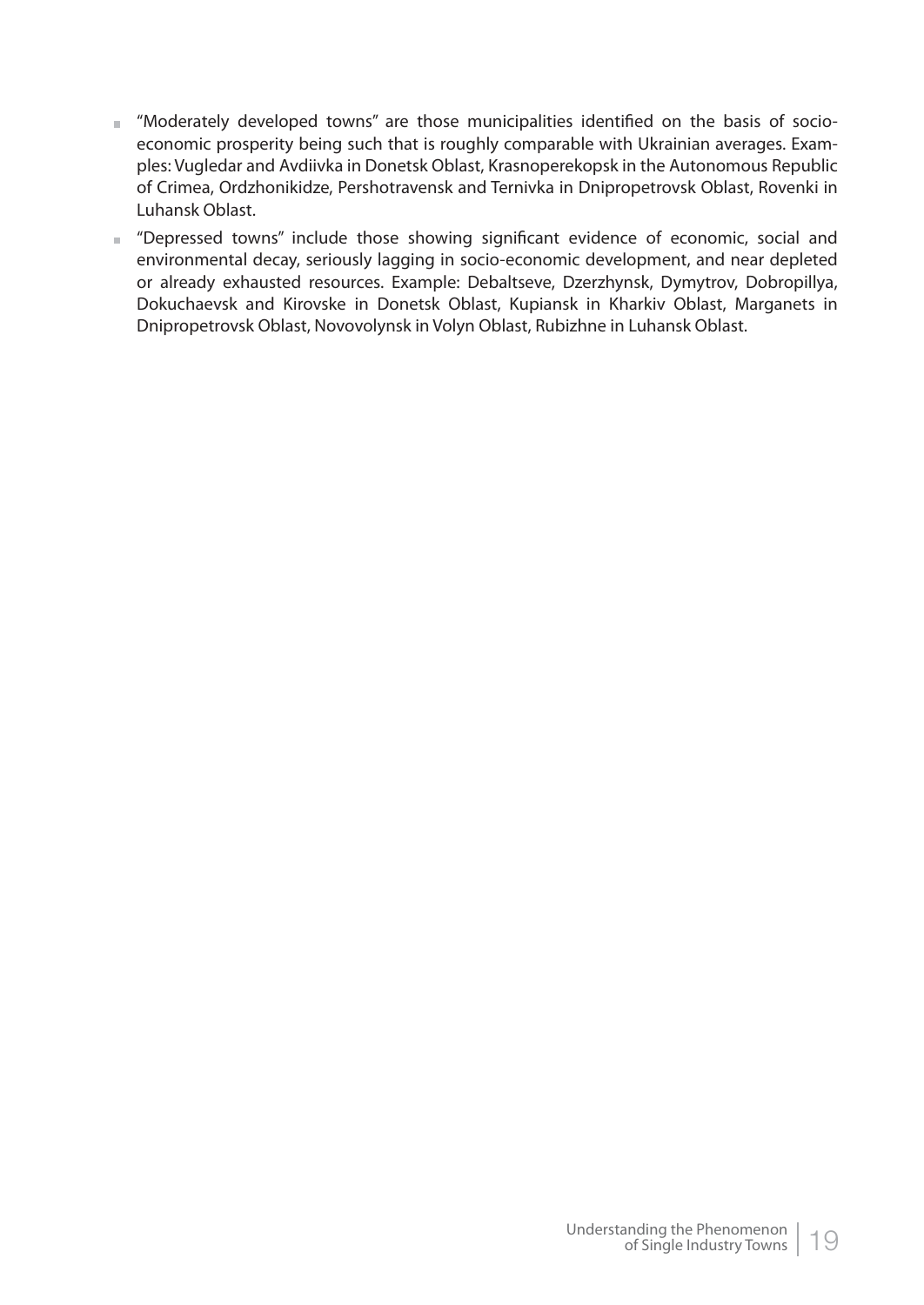- “Moderately developed towns” are those municipalities identified on the basis of socio-economic prosperity being such that is roughly comparable with Ukrainian averages. Examples: Vugledar and Avdiivka in Donetsk Oblast, Krasnoperekopsk in the Autonomous Republic of Crimea, Ordzhonikidze, Pershotravensk and Ternivka in Dnipropetrovsk Oblast, Rovenki in Luhansk Oblast.
- “Depressed towns” include those showing significant evidence of economic, social and environmental decay, seriously lagging in socio-economic development, and near depleted or already exhausted resources. Example: Debaltseve, Dzerzhynsk, Dymytrov, Dobropillya, Dokuchaevsk and Kirovske in Donetsk Oblast, Kupiansk in Kharkiv Oblast, Marganets in Dnipropetrovsk Oblast, Novovolynsk in Volyn Oblast, Rubizhne in Luhansk Oblast.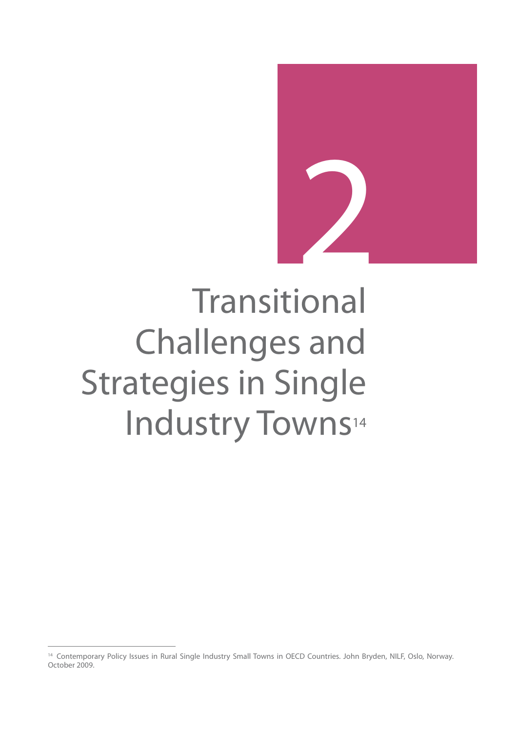# 2

# Transitional Challenges and Strategies in Single Industry Towns[14]

[14] Contemporary Policy Issues in Rural Single Industry Small Towns in OECD Countries. John Bryden, NILF, Oslo, Norway. October 2009.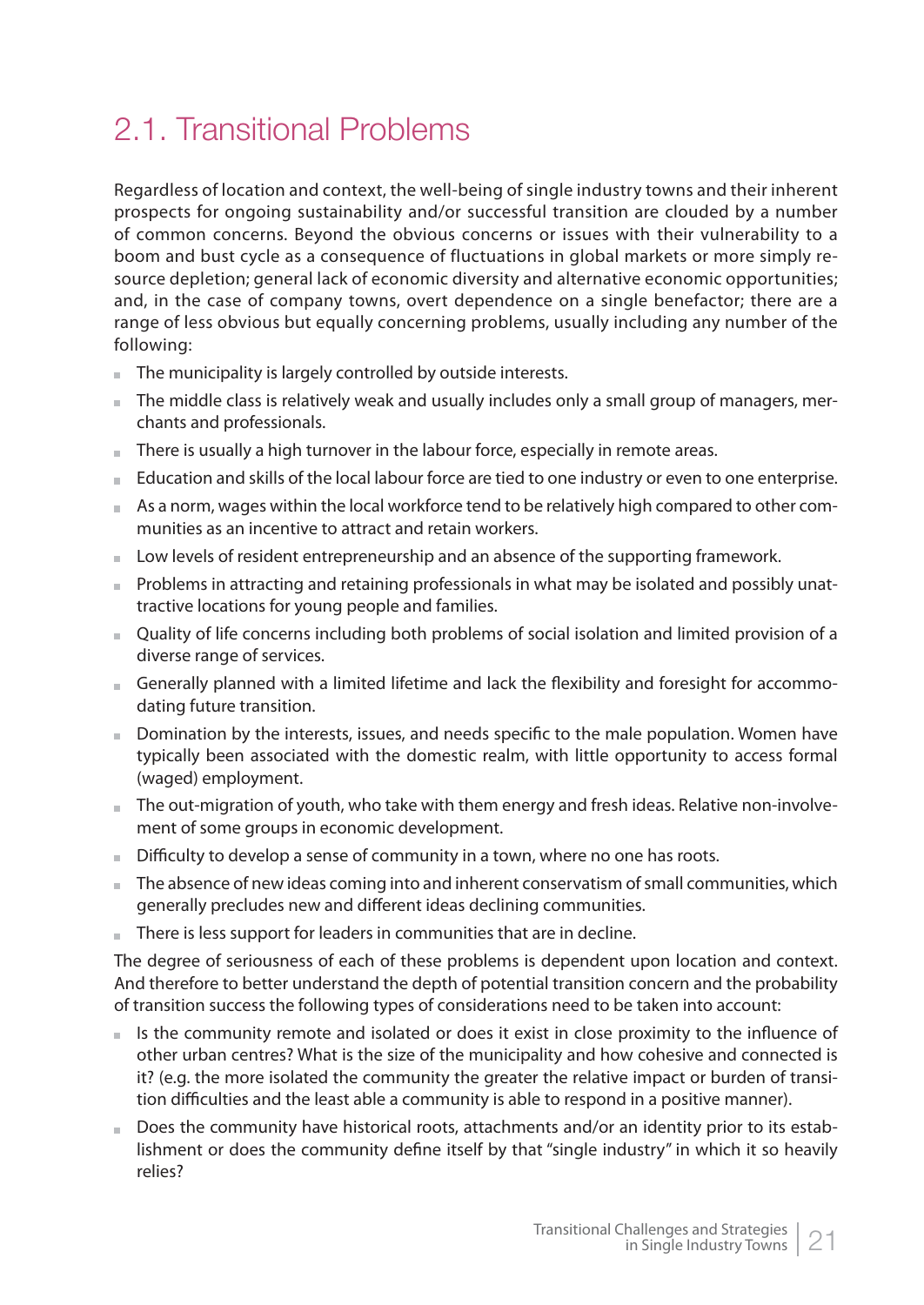## 2.1. Transitional Problems

Regardless of location and context, the well-being of single industry towns and their inherent prospects for ongoing sustainability and/or successful transition are clouded by a number of common concerns. Beyond the obvious concerns or issues with their vulnerability to a boom and bust cycle as a consequence of fluctuations in global markets or more simply resource depletion; general lack of economic diversity and alternative economic opportunities; and, in the case of company towns, overt dependence on a single benefactor; there are a range of less obvious but equally concerning problems, usually including any number of the following:

- The municipality is largely controlled by outside interests.
- The middle class is relatively weak and usually includes only a small group of managers, merchants and professionals.
- There is usually a high turnover in the labour force, especially in remote areas.
- Education and skills of the local labour force are tied to one industry or even to one enterprise.
- As a norm, wages within the local workforce tend to be relatively high compared to other communities as an incentive to attract and retain workers.
- Low levels of resident entrepreneurship and an absence of the supporting framework.
- Problems in attracting and retaining professionals in what may be isolated and possibly unattractive locations for young people and families.
- Quality of life concerns including both problems of social isolation and limited provision of a diverse range of services.
- Generally planned with a limited lifetime and lack the flexibility and foresight for accommodating future transition.
- Domination by the interests, issues, and needs specific to the male population. Women have typically been associated with the domestic realm, with little opportunity to access formal (waged) employment.
- The out-migration of youth, who take with them energy and fresh ideas. Relative non-involvement of some groups in economic development.
- Difficulty to develop a sense of community in a town, where no one has roots.
- The absence of new ideas coming into and inherent conservatism of small communities, which generally precludes new and different ideas declining communities.
- There is less support for leaders in communities that are in decline.

The degree of seriousness of each of these problems is dependent upon location and context. And therefore to better understand the depth of potential transition concern and the probability of transition success the following types of considerations need to be taken into account:

- Is the community remote and isolated or does it exist in close proximity to the influence of other urban centres? What is the size of the municipality and how cohesive and connected is it? (e.g. the more isolated the community the greater the relative impact or burden of transition difficulties and the least able a community is able to respond in a positive manner).
- Does the community have historical roots, attachments and/or an identity prior to its establishment or does the community define itself by that "single industry" in which it so heavily relies?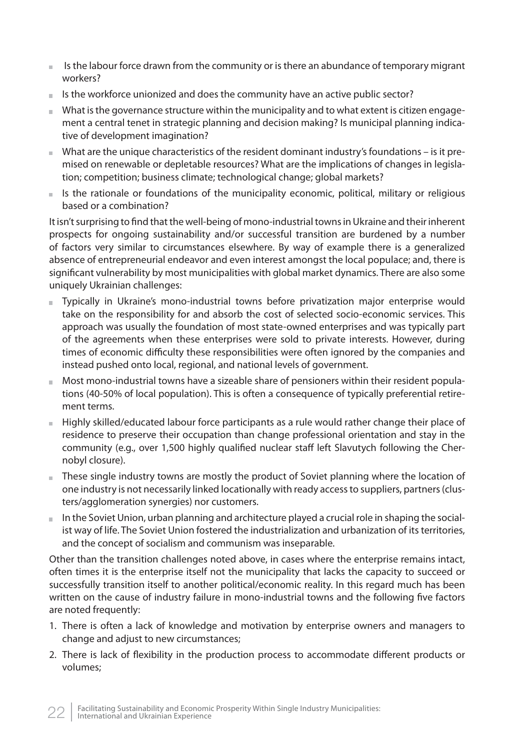- Is the labour force drawn from the community or is there an abundance of temporary migrant workers?
- Is the workforce unionized and does the community have an active public sector?
- What is the governance structure within the municipality and to what extent is citizen engagement a central tenet in strategic planning and decision making? Is municipal planning indicative of development imagination?
- What are the unique characteristics of the resident dominant industry's foundations – is it premised on renewable or depletable resources? What are the implications of changes in legislation; competition; business climate; technological change; global markets?
- Is the rationale or foundations of the municipality economic, political, military or religious based or a combination?

It isn't surprising to find that the well-being of mono-industrial towns in Ukraine and their inherent prospects for ongoing sustainability and/or successful transition are burdened by a number of factors very similar to circumstances elsewhere. By way of example there is a generalized absence of entrepreneurial endeavor and even interest amongst the local populace; and, there is significant vulnerability by most municipalities with global market dynamics. There are also some uniquely Ukrainian challenges:

- Typically in Ukraine's mono-industrial towns before privatization major enterprise would take on the responsibility for and absorb the cost of selected socio-economic services. This approach was usually the foundation of most state-owned enterprises and was typically part of the agreements when these enterprises were sold to private interests. However, during times of economic difficulty these responsibilities were often ignored by the companies and instead pushed onto local, regional, and national levels of government.
- Most mono-industrial towns have a sizeable share of pensioners within their resident populations (40-50% of local population). This is often a consequence of typically preferential retirement terms.
- Highly skilled/educated labour force participants as a rule would rather change their place of residence to preserve their occupation than change professional orientation and stay in the community (e.g., over 1,500 highly qualified nuclear staff left Slavutych following the Chernobyl closure).
- These single industry towns are mostly the product of Soviet planning where the location of one industry is not necessarily linked locationally with ready access to suppliers, partners (clusters/agglomeration synergies) nor customers.
- In the Soviet Union, urban planning and architecture played a crucial role in shaping the socialist way of life. The Soviet Union fostered the industrialization and urbanization of its territories, and the concept of socialism and communism was inseparable.

Other than the transition challenges noted above, in cases where the enterprise remains intact, often times it is the enterprise itself not the municipality that lacks the capacity to succeed or successfully transition itself to another political/economic reality. In this regard much has been written on the cause of industry failure in mono-industrial towns and the following five factors are noted frequently:

1. There is often a lack of knowledge and motivation by enterprise owners and managers to change and adjust to new circumstances;
2. There is lack of flexibility in the production process to accommodate different products or volumes;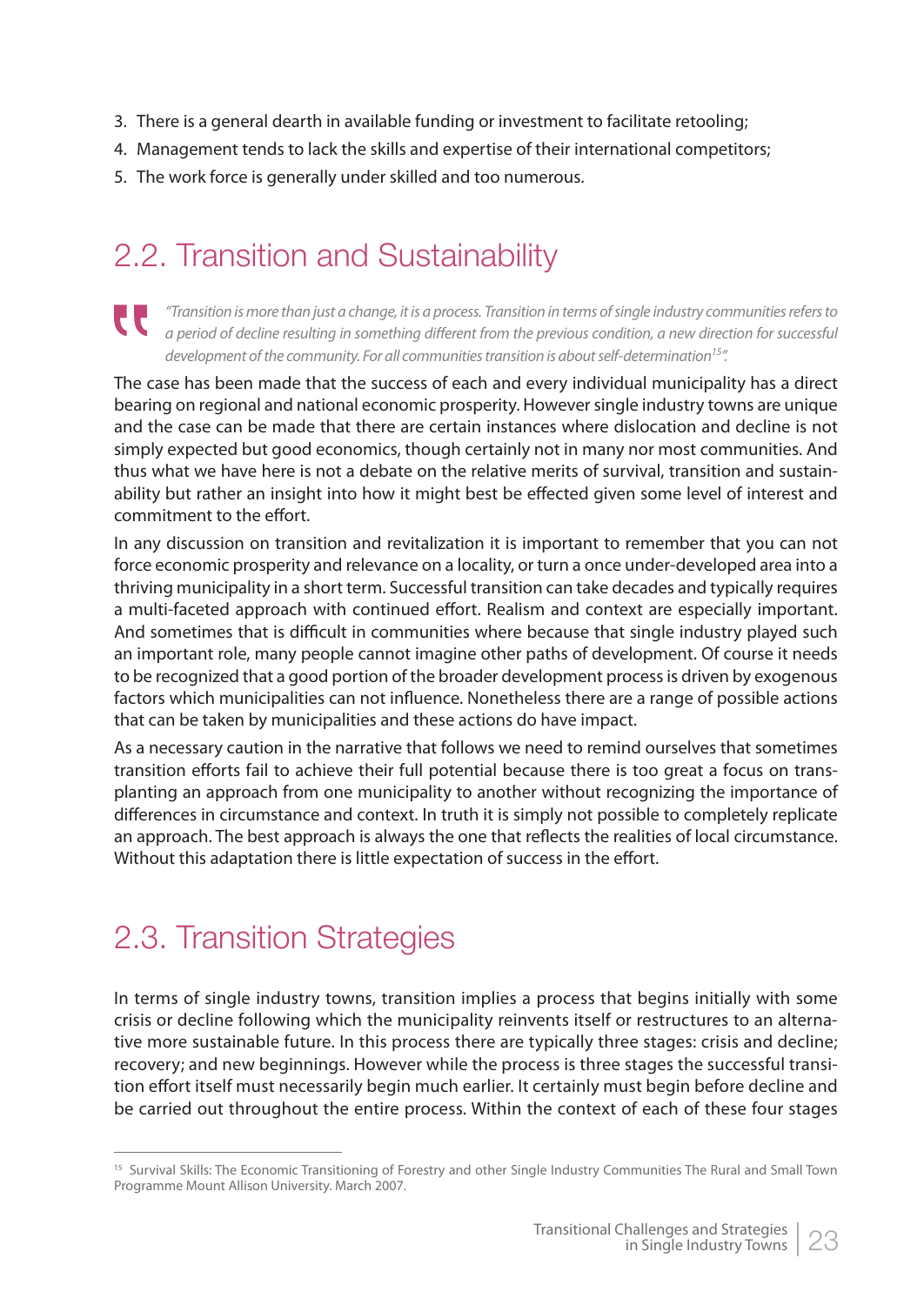3. There is a general dearth in available funding or investment to facilitate retooling;
4. Management tends to lack the skills and expertise of their international competitors;
5. The work force is generally under skilled and too numerous.

## 2.2. Transition and Sustainability

> *"Transition is more than just a change, it is a process. Transition in terms of single industry communities refers to a period of decline resulting in something different from the previous condition, a new direction for successful development of the community. For all communities transition is about self-determination[15]".*

The case has been made that the success of each and every individual municipality has a direct bearing on regional and national economic prosperity. However single industry towns are unique and the case can be made that there are certain instances where dislocation and decline is not simply expected but good economics, though certainly not in many nor most communities. And thus what we have here is not a debate on the relative merits of survival, transition and sustainability but rather an insight into how it might best be effected given some level of interest and commitment to the effort.

In any discussion on transition and revitalization it is important to remember that you can not force economic prosperity and relevance on a locality, or turn a once under-developed area into a thriving municipality in a short term. Successful transition can take decades and typically requires a multi-faceted approach with continued effort. Realism and context are especially important. And sometimes that is difficult in communities where because that single industry played such an important role, many people cannot imagine other paths of development. Of course it needs to be recognized that a good portion of the broader development process is driven by exogenous factors which municipalities can not influence. Nonetheless there are a range of possible actions that can be taken by municipalities and these actions do have impact.

As a necessary caution in the narrative that follows we need to remind ourselves that sometimes transition efforts fail to achieve their full potential because there is too great a focus on transplanting an approach from one municipality to another without recognizing the importance of differences in circumstance and context. In truth it is simply not possible to completely replicate an approach. The best approach is always the one that reflects the realities of local circumstance. Without this adaptation there is little expectation of success in the effort.

## 2.3. Transition Strategies

In terms of single industry towns, transition implies a process that begins initially with some crisis or decline following which the municipality reinvents itself or restructures to an alternative more sustainable future. In this process there are typically three stages: crisis and decline; recovery; and new beginnings. However while the process is three stages the successful transition effort itself must necessarily begin much earlier. It certainly must begin before decline and be carried out throughout the entire process. Within the context of each of these four stages

---

[15] Survival Skills: The Economic Transitioning of Forestry and other Single Industry Communities The Rural and Small Town Programme Mount Allison University. March 2007.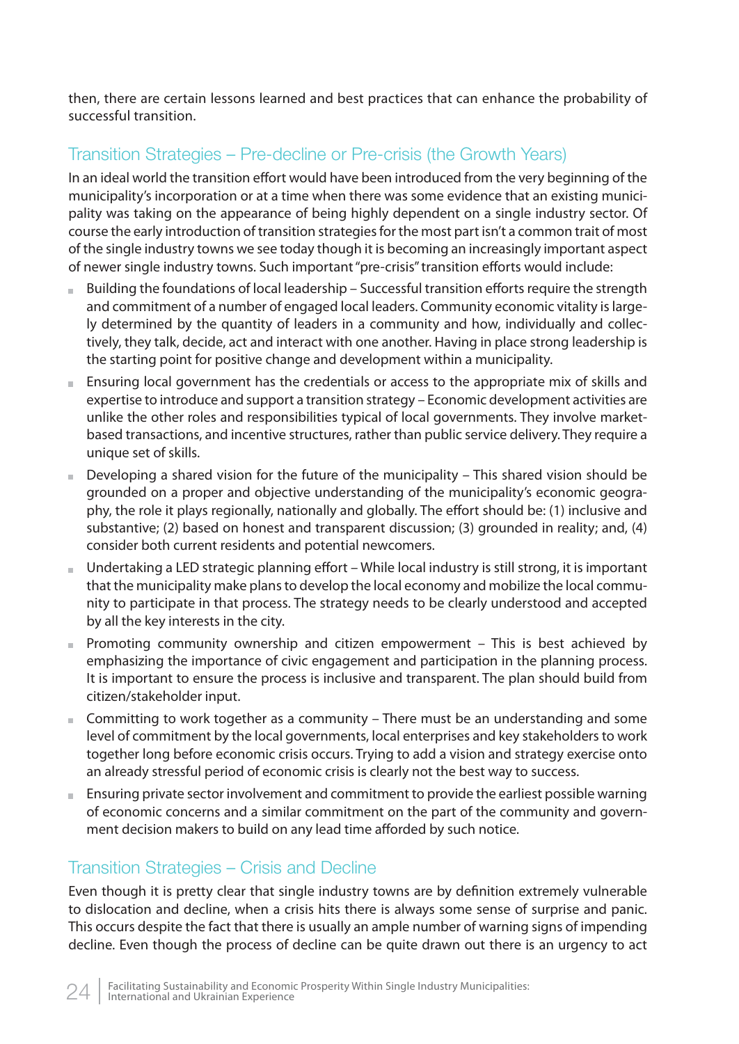then, there are certain lessons learned and best practices that can enhance the probability of successful transition.

## Transition Strategies – Pre-decline or Pre-crisis (the Growth Years)

In an ideal world the transition effort would have been introduced from the very beginning of the municipality's incorporation or at a time when there was some evidence that an existing municipality was taking on the appearance of being highly dependent on a single industry sector. Of course the early introduction of transition strategies for the most part isn't a common trait of most of the single industry towns we see today though it is becoming an increasingly important aspect of newer single industry towns. Such important "pre-crisis" transition efforts would include:

- Building the foundations of local leadership – Successful transition efforts require the strength and commitment of a number of engaged local leaders. Community economic vitality is largely determined by the quantity of leaders in a community and how, individually and collectively, they talk, decide, act and interact with one another. Having in place strong leadership is the starting point for positive change and development within a municipality.
- Ensuring local government has the credentials or access to the appropriate mix of skills and expertise to introduce and support a transition strategy – Economic development activities are unlike the other roles and responsibilities typical of local governments. They involve market-based transactions, and incentive structures, rather than public service delivery. They require a unique set of skills.
- Developing a shared vision for the future of the municipality – This shared vision should be grounded on a proper and objective understanding of the municipality's economic geography, the role it plays regionally, nationally and globally. The effort should be: (1) inclusive and substantive; (2) based on honest and transparent discussion; (3) grounded in reality; and, (4) consider both current residents and potential newcomers.
- Undertaking a LED strategic planning effort – While local industry is still strong, it is important that the municipality make plans to develop the local economy and mobilize the local community to participate in that process. The strategy needs to be clearly understood and accepted by all the key interests in the city.
- Promoting community ownership and citizen empowerment – This is best achieved by emphasizing the importance of civic engagement and participation in the planning process. It is important to ensure the process is inclusive and transparent. The plan should build from citizen/stakeholder input.
- Committing to work together as a community – There must be an understanding and some level of commitment by the local governments, local enterprises and key stakeholders to work together long before economic crisis occurs. Trying to add a vision and strategy exercise onto an already stressful period of economic crisis is clearly not the best way to success.
- Ensuring private sector involvement and commitment to provide the earliest possible warning of economic concerns and a similar commitment on the part of the community and government decision makers to build on any lead time afforded by such notice.

## Transition Strategies – Crisis and Decline

Even though it is pretty clear that single industry towns are by definition extremely vulnerable to dislocation and decline, when a crisis hits there is always some sense of surprise and panic. This occurs despite the fact that there is usually an ample number of warning signs of impending decline. Even though the process of decline can be quite drawn out there is an urgency to act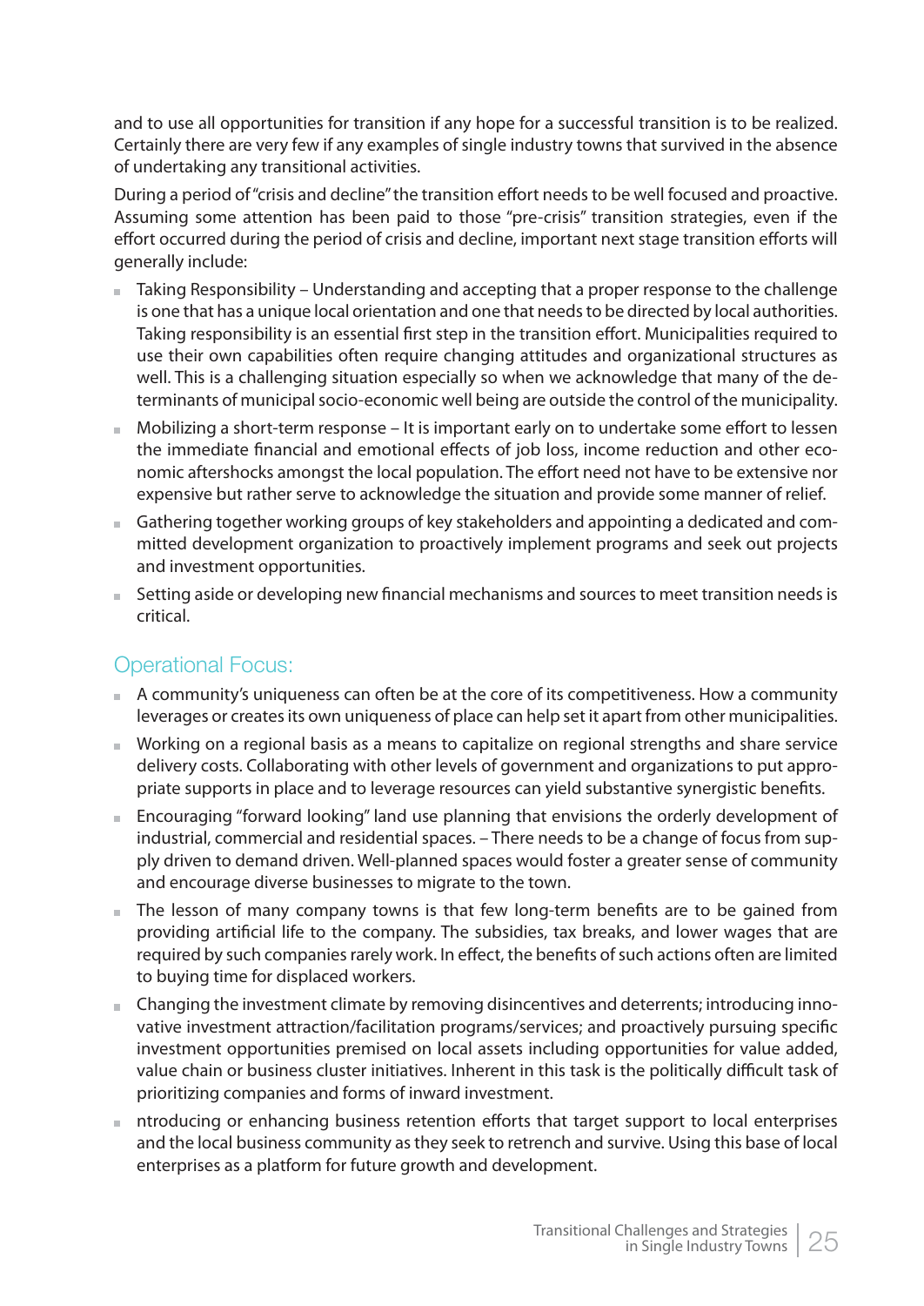and to use all opportunities for transition if any hope for a successful transition is to be realized. Certainly there are very few if any examples of single industry towns that survived in the absence of undertaking any transitional activities.

During a period of "crisis and decline" the transition effort needs to be well focused and proactive. Assuming some attention has been paid to those "pre-crisis" transition strategies, even if the effort occurred during the period of crisis and decline, important next stage transition efforts will generally include:

- Taking Responsibility – Understanding and accepting that a proper response to the challenge is one that has a unique local orientation and one that needs to be directed by local authorities. Taking responsibility is an essential first step in the transition effort. Municipalities required to use their own capabilities often require changing attitudes and organizational structures as well. This is a challenging situation especially so when we acknowledge that many of the determinants of municipal socio-economic well being are outside the control of the municipality.
- Mobilizing a short-term response – It is important early on to undertake some effort to lessen the immediate financial and emotional effects of job loss, income reduction and other economic aftershocks amongst the local population. The effort need not have to be extensive nor expensive but rather serve to acknowledge the situation and provide some manner of relief.
- Gathering together working groups of key stakeholders and appointing a dedicated and committed development organization to proactively implement programs and seek out projects and investment opportunities.
- Setting aside or developing new financial mechanisms and sources to meet transition needs is critical.

## Operational Focus:

- A community's uniqueness can often be at the core of its competitiveness. How a community leverages or creates its own uniqueness of place can help set it apart from other municipalities.
- Working on a regional basis as a means to capitalize on regional strengths and share service delivery costs. Collaborating with other levels of government and organizations to put appropriate supports in place and to leverage resources can yield substantive synergistic benefits.
- Encouraging "forward looking" land use planning that envisions the orderly development of industrial, commercial and residential spaces. – There needs to be a change of focus from supply driven to demand driven. Well-planned spaces would foster a greater sense of community and encourage diverse businesses to migrate to the town.
- The lesson of many company towns is that few long-term benefits are to be gained from providing artificial life to the company. The subsidies, tax breaks, and lower wages that are required by such companies rarely work. In effect, the benefits of such actions often are limited to buying time for displaced workers.
- Changing the investment climate by removing disincentives and deterrents; introducing innovative investment attraction/facilitation programs/services; and proactively pursuing specific investment opportunities premised on local assets including opportunities for value added, value chain or business cluster initiatives. Inherent in this task is the politically difficult task of prioritizing companies and forms of inward investment.
- ntroducing or enhancing business retention efforts that target support to local enterprises and the local business community as they seek to retrench and survive. Using this base of local enterprises as a platform for future growth and development.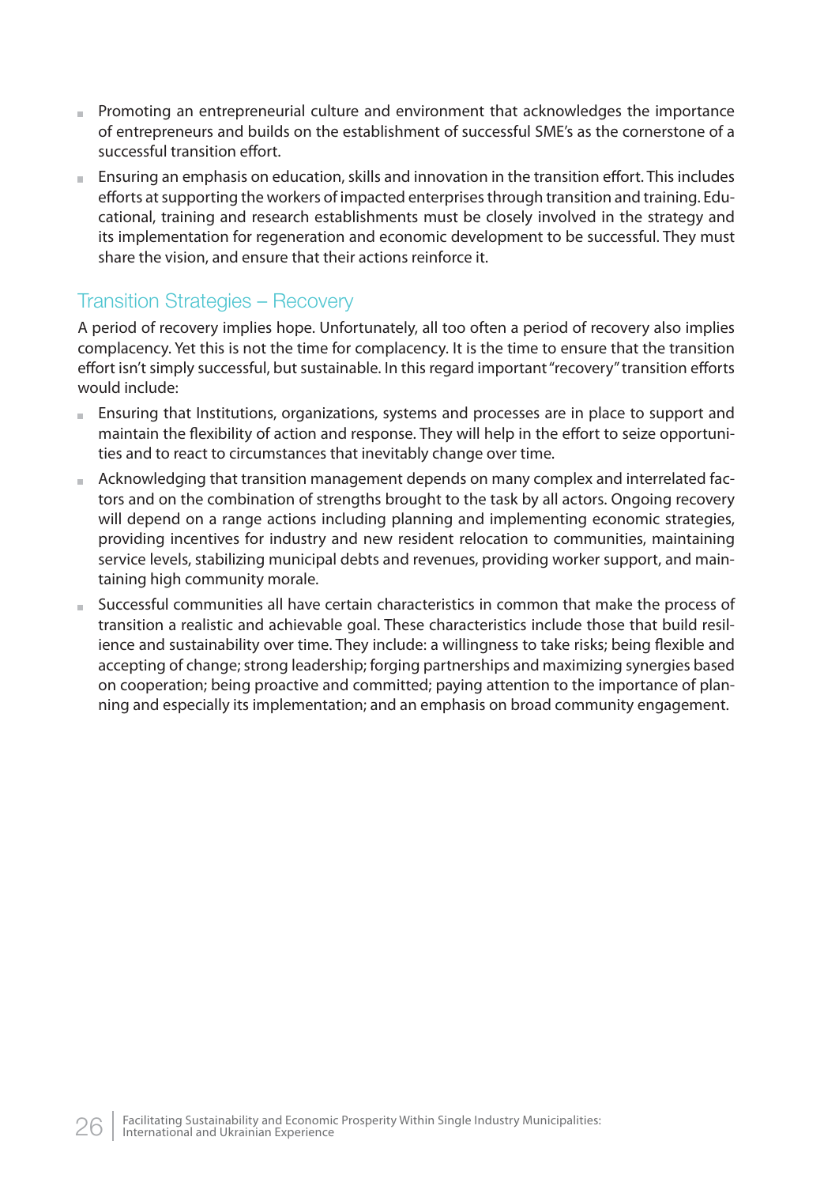- Promoting an entrepreneurial culture and environment that acknowledges the importance of entrepreneurs and builds on the establishment of successful SME's as the cornerstone of a successful transition effort.
- Ensuring an emphasis on education, skills and innovation in the transition effort. This includes efforts at supporting the workers of impacted enterprises through transition and training. Educational, training and research establishments must be closely involved in the strategy and its implementation for regeneration and economic development to be successful. They must share the vision, and ensure that their actions reinforce it.

## Transition Strategies – Recovery

A period of recovery implies hope. Unfortunately, all too often a period of recovery also implies complacency. Yet this is not the time for complacency. It is the time to ensure that the transition effort isn't simply successful, but sustainable. In this regard important "recovery" transition efforts would include:

- Ensuring that Institutions, organizations, systems and processes are in place to support and maintain the flexibility of action and response. They will help in the effort to seize opportunities and to react to circumstances that inevitably change over time.
- Acknowledging that transition management depends on many complex and interrelated factors and on the combination of strengths brought to the task by all actors. Ongoing recovery will depend on a range actions including planning and implementing economic strategies, providing incentives for industry and new resident relocation to communities, maintaining service levels, stabilizing municipal debts and revenues, providing worker support, and maintaining high community morale.
- Successful communities all have certain characteristics in common that make the process of transition a realistic and achievable goal. These characteristics include those that build resilience and sustainability over time. They include: a willingness to take risks; being flexible and accepting of change; strong leadership; forging partnerships and maximizing synergies based on cooperation; being proactive and committed; paying attention to the importance of planning and especially its implementation; and an emphasis on broad community engagement.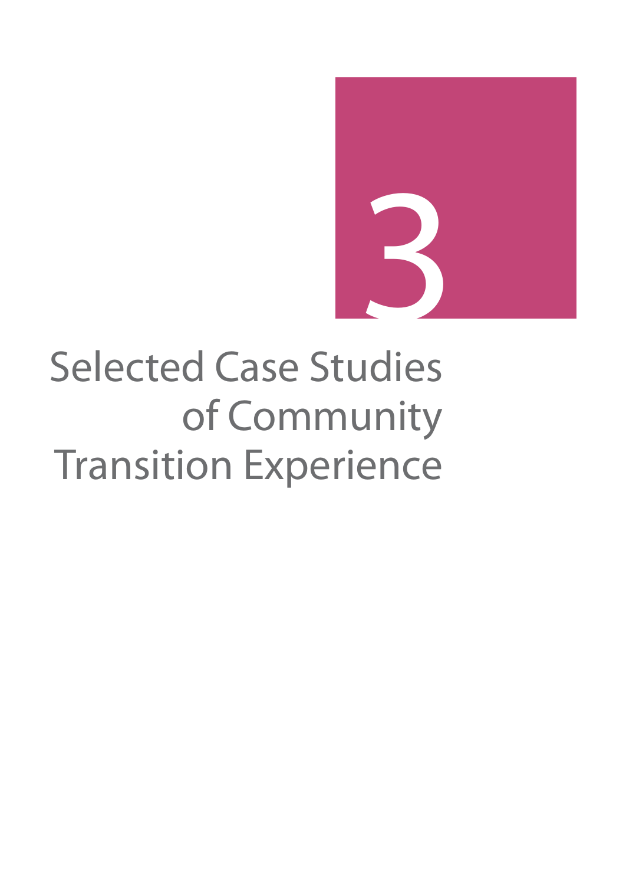# 3

# Selected Case Studies of Community Transition Experience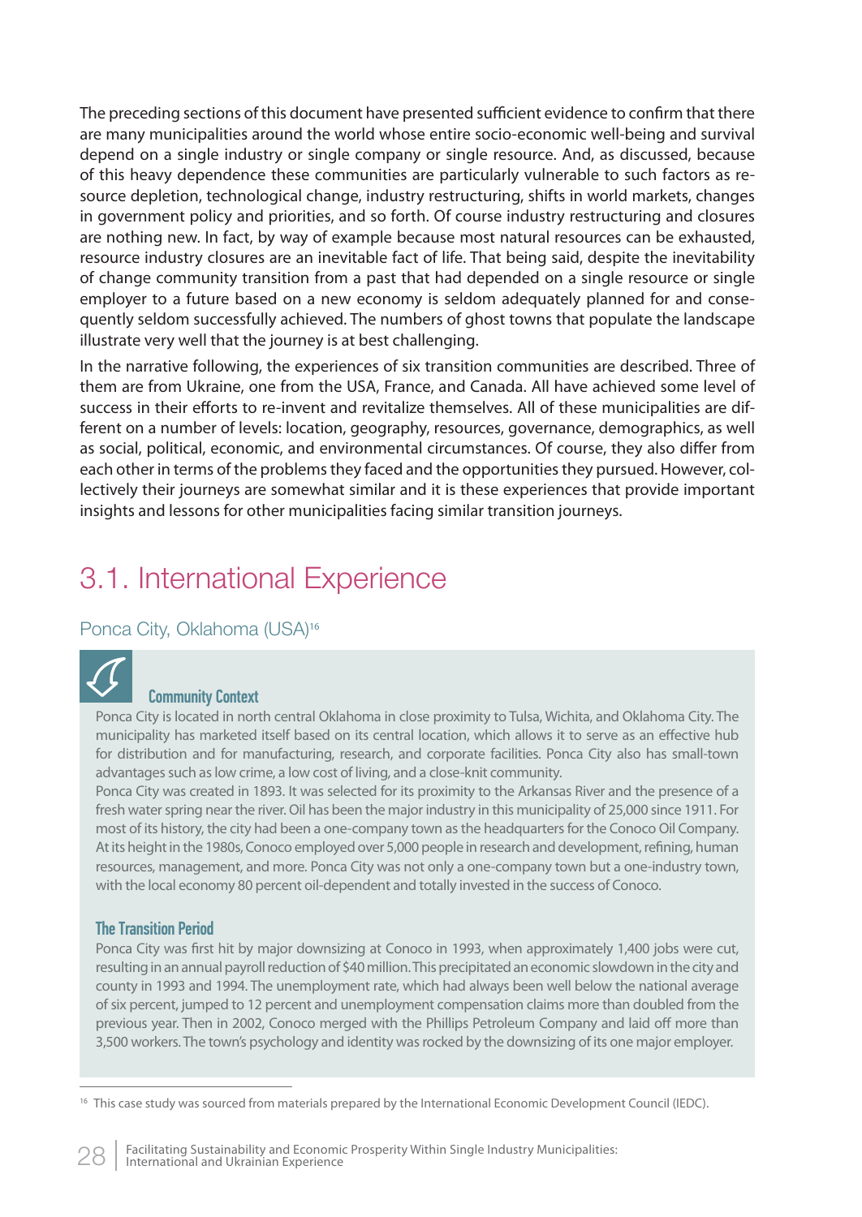The preceding sections of this document have presented sufficient evidence to confirm that there are many municipalities around the world whose entire socio-economic well-being and survival depend on a single industry or single company or single resource. And, as discussed, because of this heavy dependence these communities are particularly vulnerable to such factors as resource depletion, technological change, industry restructuring, shifts in world markets, changes in government policy and priorities, and so forth. Of course industry restructuring and closures are nothing new. In fact, by way of example because most natural resources can be exhausted, resource industry closures are an inevitable fact of life. That being said, despite the inevitability of change community transition from a past that had depended on a single resource or single employer to a future based on a new economy is seldom adequately planned for and consequently seldom successfully achieved. The numbers of ghost towns that populate the landscape illustrate very well that the journey is at best challenging.

In the narrative following, the experiences of six transition communities are described. Three of them are from Ukraine, one from the USA, France, and Canada. All have achieved some level of success in their efforts to re-invent and revitalize themselves. All of these municipalities are different on a number of levels: location, geography, resources, governance, demographics, as well as social, political, economic, and environmental circumstances. Of course, they also differ from each other in terms of the problems they faced and the opportunities they pursued. However, collectively their journeys are somewhat similar and it is these experiences that provide important insights and lessons for other municipalities facing similar transition journeys.

## 3.1. International Experience

### Ponca City, Oklahoma (USA)[16]

#### Community Context

Ponca City is located in north central Oklahoma in close proximity to Tulsa, Wichita, and Oklahoma City. The municipality has marketed itself based on its central location, which allows it to serve as an effective hub for distribution and for manufacturing, research, and corporate facilities. Ponca City also has small-town advantages such as low crime, a low cost of living, and a close-knit community.

Ponca City was created in 1893. It was selected for its proximity to the Arkansas River and the presence of a fresh water spring near the river. Oil has been the major industry in this municipality of 25,000 since 1911. For most of its history, the city had been a one-company town as the headquarters for the Conoco Oil Company. At its height in the 1980s, Conoco employed over 5,000 people in research and development, refining, human resources, management, and more. Ponca City was not only a one-company town but a one-industry town, with the local economy 80 percent oil-dependent and totally invested in the success of Conoco.

#### The Transition Period

Ponca City was first hit by major downsizing at Conoco in 1993, when approximately 1,400 jobs were cut, resulting in an annual payroll reduction of $40 million. This precipitated an economic slowdown in the city and county in 1993 and 1994. The unemployment rate, which had always been well below the national average of six percent, jumped to 12 percent and unemployment compensation claims more than doubled from the previous year. Then in 2002, Conoco merged with the Phillips Petroleum Company and laid off more than 3,500 workers. The town's psychology and identity was rocked by the downsizing of its one major employer.

---

[16] This case study was sourced from materials prepared by the International Economic Development Council (IEDC).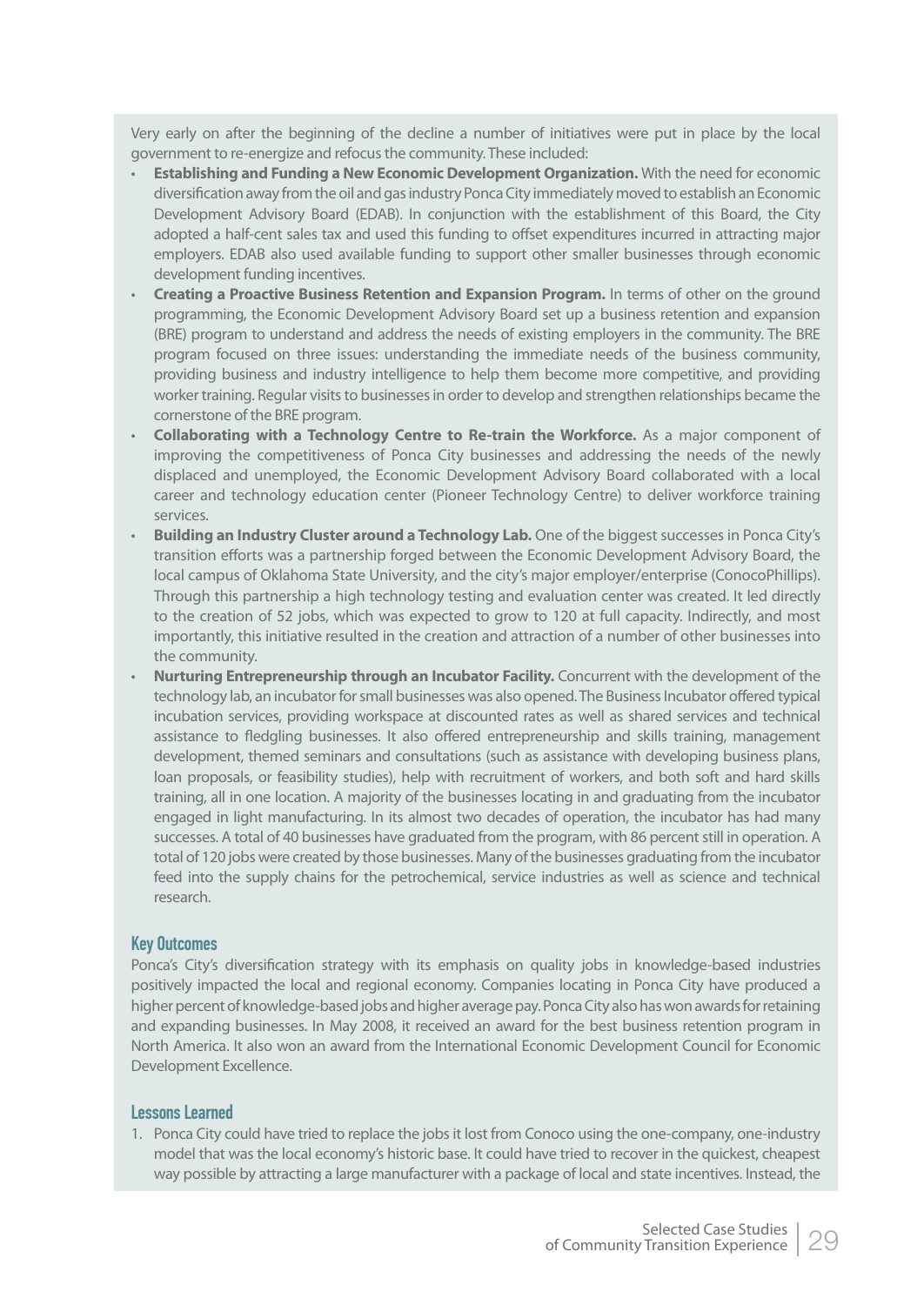Very early on after the beginning of the decline a number of initiatives were put in place by the local government to re-energize and refocus the community. These included:

- **Establishing and Funding a New Economic Development Organization.** With the need for economic diversification away from the oil and gas industry Ponca City immediately moved to establish an Economic Development Advisory Board (EDAB). In conjunction with the establishment of this Board, the City adopted a half-cent sales tax and used this funding to offset expenditures incurred in attracting major employers. EDAB also used available funding to support other smaller businesses through economic development funding incentives.
- **Creating a Proactive Business Retention and Expansion Program.** In terms of other on the ground programming, the Economic Development Advisory Board set up a business retention and expansion (BRE) program to understand and address the needs of existing employers in the community. The BRE program focused on three issues: understanding the immediate needs of the business community, providing business and industry intelligence to help them become more competitive, and providing worker training. Regular visits to businesses in order to develop and strengthen relationships became the cornerstone of the BRE program.
- **Collaborating with a Technology Centre to Re-train the Workforce.** As a major component of improving the competitiveness of Ponca City businesses and addressing the needs of the newly displaced and unemployed, the Economic Development Advisory Board collaborated with a local career and technology education center (Pioneer Technology Centre) to deliver workforce training services.
- **Building an Industry Cluster around a Technology Lab.** One of the biggest successes in Ponca City's transition efforts was a partnership forged between the Economic Development Advisory Board, the local campus of Oklahoma State University, and the city's major employer/enterprise (ConocoPhillips). Through this partnership a high technology testing and evaluation center was created. It led directly to the creation of 52 jobs, which was expected to grow to 120 at full capacity. Indirectly, and most importantly, this initiative resulted in the creation and attraction of a number of other businesses into the community.
- **Nurturing Entrepreneurship through an Incubator Facility.** Concurrent with the development of the technology lab, an incubator for small businesses was also opened. The Business Incubator offered typical incubation services, providing workspace at discounted rates as well as shared services and technical assistance to fledgling businesses. It also offered entrepreneurship and skills training, management development, themed seminars and consultations (such as assistance with developing business plans, loan proposals, or feasibility studies), help with recruitment of workers, and both soft and hard skills training, all in one location. A majority of the businesses locating in and graduating from the incubator engaged in light manufacturing. In its almost two decades of operation, the incubator has had many successes. A total of 40 businesses have graduated from the program, with 86 percent still in operation. A total of 120 jobs were created by those businesses. Many of the businesses graduating from the incubator feed into the supply chains for the petrochemical, service industries as well as science and technical research.

### Key Outcomes

Ponca's City's diversification strategy with its emphasis on quality jobs in knowledge-based industries positively impacted the local and regional economy. Companies locating in Ponca City have produced a higher percent of knowledge-based jobs and higher average pay. Ponca City also has won awards for retaining and expanding businesses. In May 2008, it received an award for the best business retention program in North America. It also won an award from the International Economic Development Council for Economic Development Excellence.

### Lessons Learned

1. Ponca City could have tried to replace the jobs it lost from Conoco using the one-company, one-industry model that was the local economy's historic base. It could have tried to recover in the quickest, cheapest way possible by attracting a large manufacturer with a package of local and state incentives. Instead, the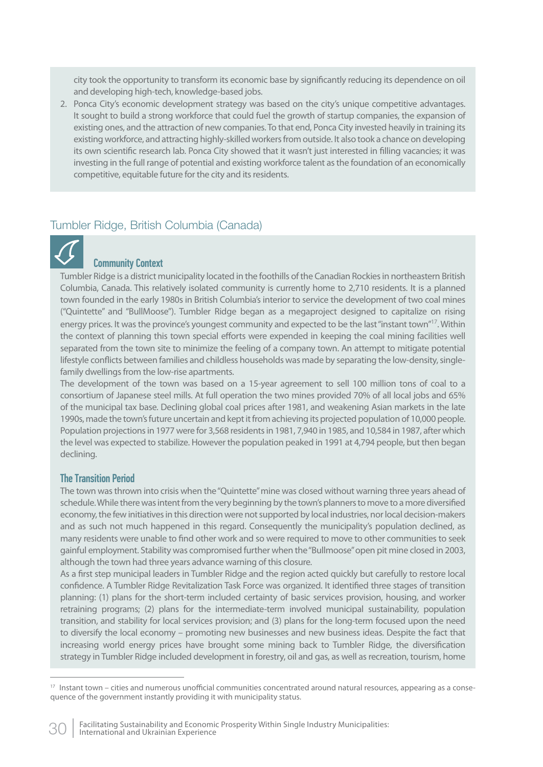city took the opportunity to transform its economic base by significantly reducing its dependence on oil and developing high-tech, knowledge-based jobs.

2. Ponca City's economic development strategy was based on the city's unique competitive advantages. It sought to build a strong workforce that could fuel the growth of startup companies, the expansion of existing ones, and the attraction of new companies. To that end, Ponca City invested heavily in training its existing workforce, and attracting highly-skilled workers from outside. It also took a chance on developing its own scientific research lab. Ponca City showed that it wasn't just interested in filling vacancies; it was investing in the full range of potential and existing workforce talent as the foundation of an economically competitive, equitable future for the city and its residents.

## Tumbler Ridge, British Columbia (Canada)

### Community Context

Tumbler Ridge is a district municipality located in the foothills of the Canadian Rockies in northeastern British Columbia, Canada. This relatively isolated community is currently home to 2,710 residents. It is a planned town founded in the early 1980s in British Columbia's interior to service the development of two coal mines ("Quintette" and "BullMoose"). Tumbler Ridge began as a megaproject designed to capitalize on rising energy prices. It was the province's youngest community and expected to be the last "instant town"[17]. Within the context of planning this town special efforts were expended in keeping the coal mining facilities well separated from the town site to minimize the feeling of a company town. An attempt to mitigate potential lifestyle conflicts between families and childless households was made by separating the low-density, single-family dwellings from the low-rise apartments.

The development of the town was based on a 15-year agreement to sell 100 million tons of coal to a consortium of Japanese steel mills. At full operation the two mines provided 70% of all local jobs and 65% of the municipal tax base. Declining global coal prices after 1981, and weakening Asian markets in the late 1990s, made the town's future uncertain and kept it from achieving its projected population of 10,000 people. Population projections in 1977 were for 3,568 residents in 1981, 7,940 in 1985, and 10,584 in 1987, after which the level was expected to stabilize. However the population peaked in 1991 at 4,794 people, but then began declining.

### The Transition Period

The town was thrown into crisis when the "Quintette" mine was closed without warning three years ahead of schedule. While there was intent from the very beginning by the town's planners to move to a more diversified economy, the few initiatives in this direction were not supported by local industries, nor local decision-makers and as such not much happened in this regard. Consequently the municipality's population declined, as many residents were unable to find other work and so were required to move to other communities to seek gainful employment. Stability was compromised further when the "Bullmoose" open pit mine closed in 2003, although the town had three years advance warning of this closure.

As a first step municipal leaders in Tumbler Ridge and the region acted quickly but carefully to restore local confidence. A Tumbler Ridge Revitalization Task Force was organized. It identified three stages of transition planning: (1) plans for the short-term included certainty of basic services provision, housing, and worker retraining programs; (2) plans for the intermediate-term involved municipal sustainability, population transition, and stability for local services provision; and (3) plans for the long-term focused upon the need to diversify the local economy – promoting new businesses and new business ideas. Despite the fact that increasing world energy prices have brought some mining back to Tumbler Ridge, the diversification strategy in Tumbler Ridge included development in forestry, oil and gas, as well as recreation, tourism, home

[17] Instant town – cities and numerous unofficial communities concentrated around natural resources, appearing as a consequence of the government instantly providing it with municipality status.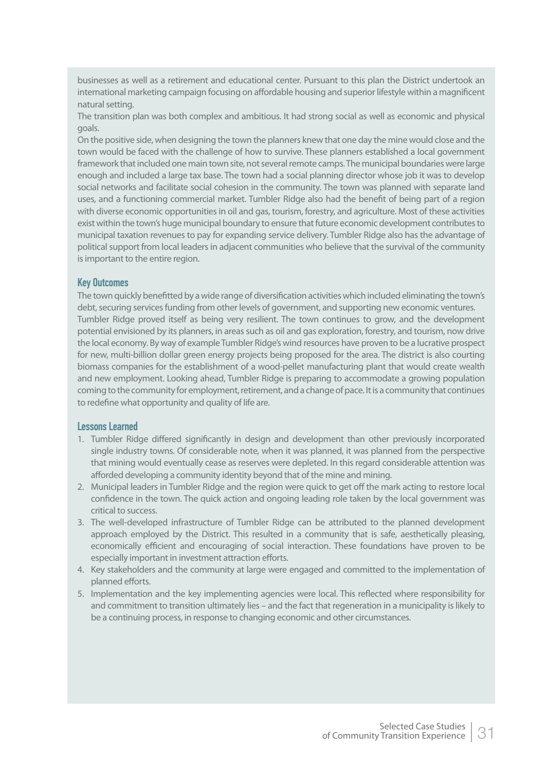businesses as well as a retirement and educational center. Pursuant to this plan the District undertook an international marketing campaign focusing on affordable housing and superior lifestyle within a magnificent natural setting.

The transition plan was both complex and ambitious. It had strong social as well as economic and physical goals.

On the positive side, when designing the town the planners knew that one day the mine would close and the town would be faced with the challenge of how to survive. These planners established a local government framework that included one main town site, not several remote camps. The municipal boundaries were large enough and included a large tax base. The town had a social planning director whose job it was to develop social networks and facilitate social cohesion in the community. The town was planned with separate land uses, and a functioning commercial market. Tumbler Ridge also had the benefit of being part of a region with diverse economic opportunities in oil and gas, tourism, forestry, and agriculture. Most of these activities exist within the town's huge municipal boundary to ensure that future economic development contributes to municipal taxation revenues to pay for expanding service delivery. Tumbler Ridge also has the advantage of political support from local leaders in adjacent communities who believe that the survival of the community is important to the entire region.

### Key Outcomes

The town quickly benefitted by a wide range of diversification activities which included eliminating the town's debt, securing services funding from other levels of government, and supporting new economic ventures.

Tumbler Ridge proved itself as being very resilient. The town continues to grow, and the development potential envisioned by its planners, in areas such as oil and gas exploration, forestry, and tourism, now drive the local economy. By way of example Tumbler Ridge's wind resources have proven to be a lucrative prospect for new, multi-billion dollar green energy projects being proposed for the area. The district is also courting biomass companies for the establishment of a wood-pellet manufacturing plant that would create wealth and new employment. Looking ahead, Tumbler Ridge is preparing to accommodate a growing population coming to the community for employment, retirement, and a change of pace. It is a community that continues to redefine what opportunity and quality of life are.

### Lessons Learned

1. Tumbler Ridge differed significantly in design and development than other previously incorporated single industry towns. Of considerable note, when it was planned, it was planned from the perspective that mining would eventually cease as reserves were depleted. In this regard considerable attention was afforded developing a community identity beyond that of the mine and mining.
2. Municipal leaders in Tumbler Ridge and the region were quick to get off the mark acting to restore local confidence in the town. The quick action and ongoing leading role taken by the local government was critical to success.
3. The well-developed infrastructure of Tumbler Ridge can be attributed to the planned development approach employed by the District. This resulted in a community that is safe, aesthetically pleasing, economically efficient and encouraging of social interaction. These foundations have proven to be especially important in investment attraction efforts.
4. Key stakeholders and the community at large were engaged and committed to the implementation of planned efforts.
5. Implementation and the key implementing agencies were local. This reflected where responsibility for and commitment to transition ultimately lies – and the fact that regeneration in a municipality is likely to be a continuing process, in response to changing economic and other circumstances.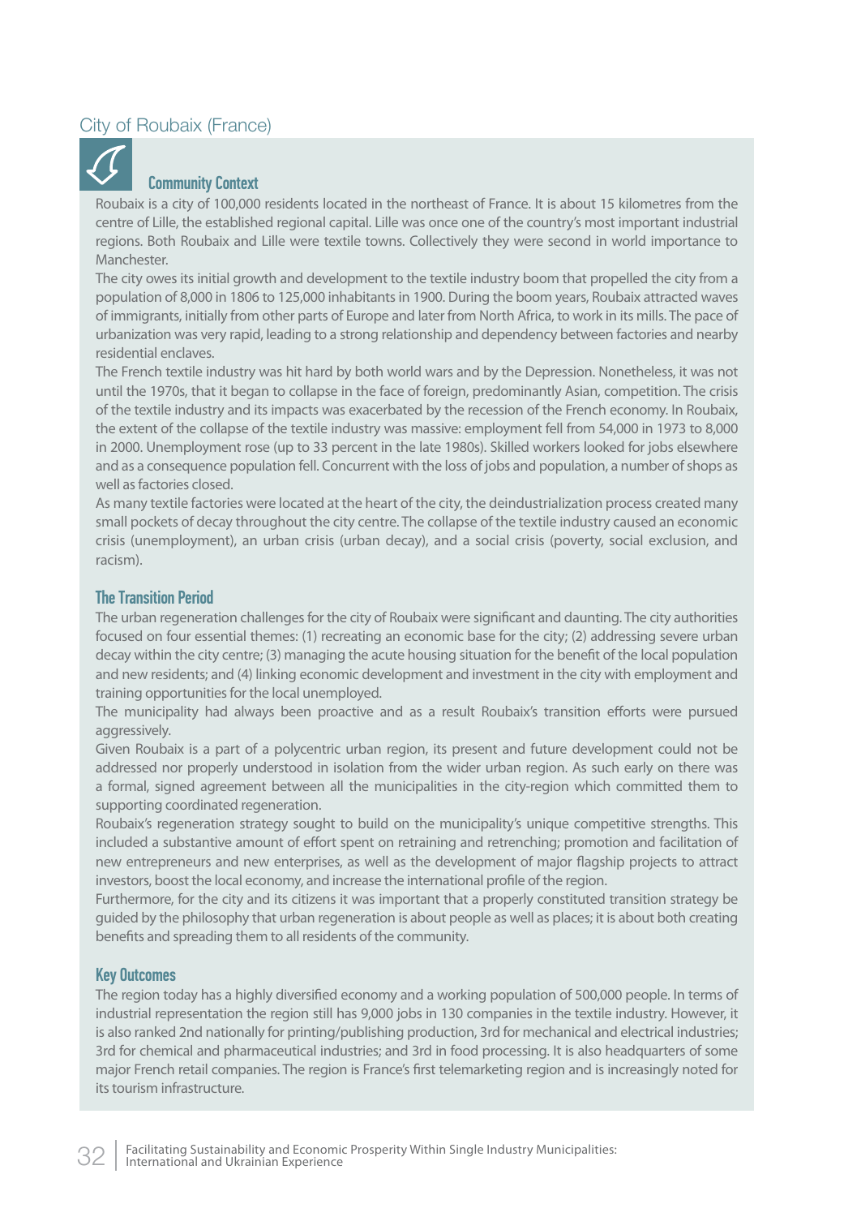## City of Roubaix (France)

### Community Context

Roubaix is a city of 100,000 residents located in the northeast of France. It is about 15 kilometres from the centre of Lille, the established regional capital. Lille was once one of the country's most important industrial regions. Both Roubaix and Lille were textile towns. Collectively they were second in world importance to Manchester.

The city owes its initial growth and development to the textile industry boom that propelled the city from a population of 8,000 in 1806 to 125,000 inhabitants in 1900. During the boom years, Roubaix attracted waves of immigrants, initially from other parts of Europe and later from North Africa, to work in its mills. The pace of urbanization was very rapid, leading to a strong relationship and dependency between factories and nearby residential enclaves.

The French textile industry was hit hard by both world wars and by the Depression. Nonetheless, it was not until the 1970s, that it began to collapse in the face of foreign, predominantly Asian, competition. The crisis of the textile industry and its impacts was exacerbated by the recession of the French economy. In Roubaix, the extent of the collapse of the textile industry was massive: employment fell from 54,000 in 1973 to 8,000 in 2000. Unemployment rose (up to 33 percent in the late 1980s). Skilled workers looked for jobs elsewhere and as a consequence population fell. Concurrent with the loss of jobs and population, a number of shops as well as factories closed.

As many textile factories were located at the heart of the city, the deindustrialization process created many small pockets of decay throughout the city centre. The collapse of the textile industry caused an economic crisis (unemployment), an urban crisis (urban decay), and a social crisis (poverty, social exclusion, and racism).

### The Transition Period

The urban regeneration challenges for the city of Roubaix were significant and daunting. The city authorities focused on four essential themes: (1) recreating an economic base for the city; (2) addressing severe urban decay within the city centre; (3) managing the acute housing situation for the benefit of the local population and new residents; and (4) linking economic development and investment in the city with employment and training opportunities for the local unemployed.

The municipality had always been proactive and as a result Roubaix's transition efforts were pursued aggressively.

Given Roubaix is a part of a polycentric urban region, its present and future development could not be addressed nor properly understood in isolation from the wider urban region. As such early on there was a formal, signed agreement between all the municipalities in the city-region which committed them to supporting coordinated regeneration.

Roubaix's regeneration strategy sought to build on the municipality's unique competitive strengths. This included a substantive amount of effort spent on retraining and retrenching; promotion and facilitation of new entrepreneurs and new enterprises, as well as the development of major flagship projects to attract investors, boost the local economy, and increase the international profile of the region.

Furthermore, for the city and its citizens it was important that a properly constituted transition strategy be guided by the philosophy that urban regeneration is about people as well as places; it is about both creating benefits and spreading them to all residents of the community.

### Key Outcomes

The region today has a highly diversified economy and a working population of 500,000 people. In terms of industrial representation the region still has 9,000 jobs in 130 companies in the textile industry. However, it is also ranked 2nd nationally for printing/publishing production, 3rd for mechanical and electrical industries; 3rd for chemical and pharmaceutical industries; and 3rd in food processing. It is also headquarters of some major French retail companies. The region is France's first telemarketing region and is increasingly noted for its tourism infrastructure.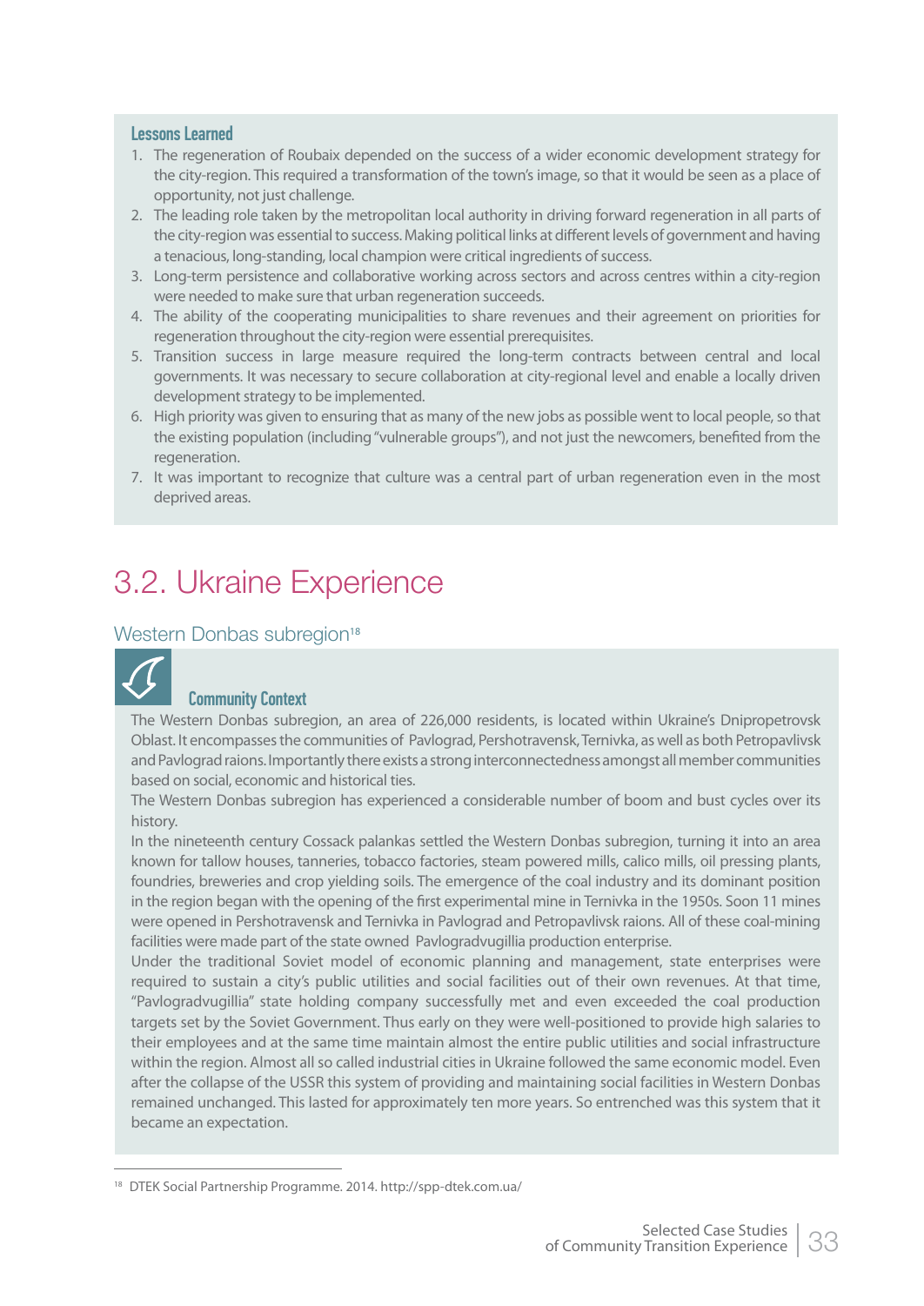### Lessons Learned

1. The regeneration of Roubaix depended on the success of a wider economic development strategy for the city-region. This required a transformation of the town's image, so that it would be seen as a place of opportunity, not just challenge.
2. The leading role taken by the metropolitan local authority in driving forward regeneration in all parts of the city-region was essential to success. Making political links at different levels of government and having a tenacious, long-standing, local champion were critical ingredients of success.
3. Long-term persistence and collaborative working across sectors and across centres within a city-region were needed to make sure that urban regeneration succeeds.
4. The ability of the cooperating municipalities to share revenues and their agreement on priorities for regeneration throughout the city-region were essential prerequisites.
5. Transition success in large measure required the long-term contracts between central and local governments. It was necessary to secure collaboration at city-regional level and enable a locally driven development strategy to be implemented.
6. High priority was given to ensuring that as many of the new jobs as possible went to local people, so that the existing population (including "vulnerable groups"), and not just the newcomers, benefited from the regeneration.
7. It was important to recognize that culture was a central part of urban regeneration even in the most deprived areas.

## 3.2. Ukraine Experience

### Western Donbas subregion[18]

#### Community Context

The Western Donbas subregion, an area of 226,000 residents, is located within Ukraine's Dnipropetrovsk Oblast. It encompasses the communities of Pavlograd, Pershotravensk, Ternivka, as well as both Petropavlivsk and Pavlograd raions. Importantly there exists a strong interconnectedness amongst all member communities based on social, economic and historical ties.

The Western Donbas subregion has experienced a considerable number of boom and bust cycles over its history.

In the nineteenth century Cossack palankas settled the Western Donbas subregion, turning it into an area known for tallow houses, tanneries, tobacco factories, steam powered mills, calico mills, oil pressing plants, foundries, breweries and crop yielding soils. The emergence of the coal industry and its dominant position in the region began with the opening of the first experimental mine in Ternivka in the 1950s. Soon 11 mines were opened in Pershotravensk and Ternivka in Pavlograd and Petropavlivsk raions. All of these coal-mining facilities were made part of the state owned Pavlogradvugillia production enterprise.

Under the traditional Soviet model of economic planning and management, state enterprises were required to sustain a city's public utilities and social facilities out of their own revenues. At that time, "Pavlogradvugillia" state holding company successfully met and even exceeded the coal production targets set by the Soviet Government. Thus early on they were well-positioned to provide high salaries to their employees and at the same time maintain almost the entire public utilities and social infrastructure within the region. Almost all so called industrial cities in Ukraine followed the same economic model. Even after the collapse of the USSR this system of providing and maintaining social facilities in Western Donbas remained unchanged. This lasted for approximately ten more years. So entrenched was this system that it became an expectation.

---

[18] DTEK Social Partnership Programme. 2014. http://spp-dtek.com.ua/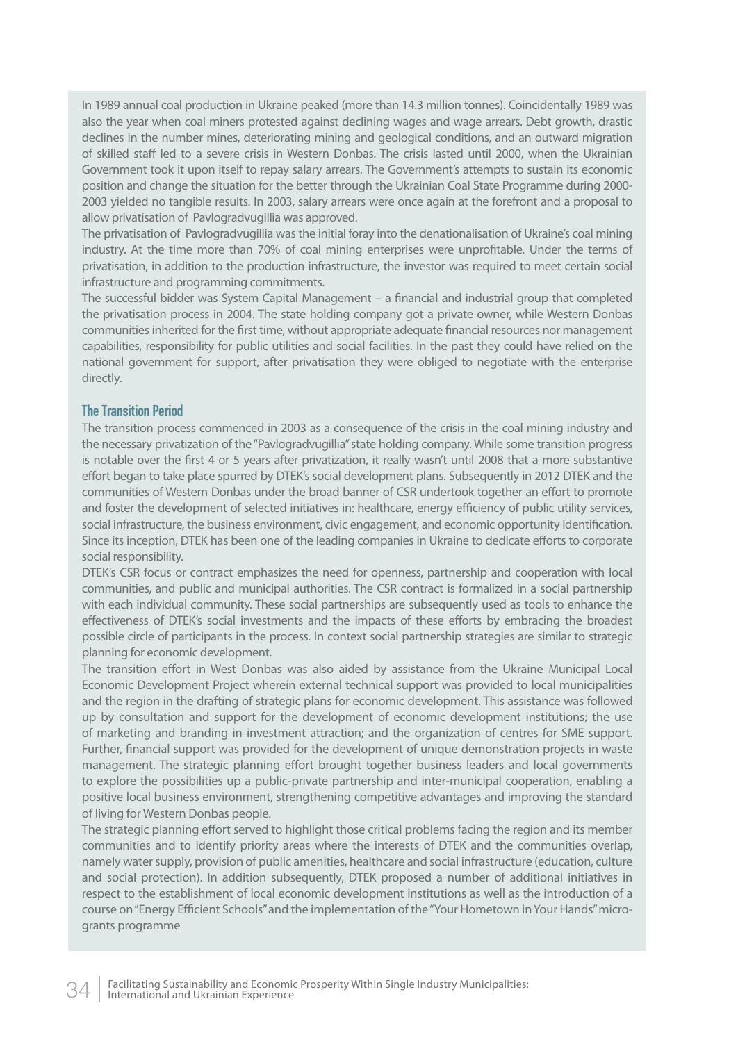In 1989 annual coal production in Ukraine peaked (more than 14.3 million tonnes). Coincidentally 1989 was also the year when coal miners protested against declining wages and wage arrears. Debt growth, drastic declines in the number mines, deteriorating mining and geological conditions, and an outward migration of skilled staff led to a severe crisis in Western Donbas. The crisis lasted until 2000, when the Ukrainian Government took it upon itself to repay salary arrears. The Government's attempts to sustain its economic position and change the situation for the better through the Ukrainian Coal State Programme during 2000-2003 yielded no tangible results. In 2003, salary arrears were once again at the forefront and a proposal to allow privatisation of Pavlogradvugillia was approved.

The privatisation of Pavlogradvugillia was the initial foray into the denationalisation of Ukraine's coal mining industry. At the time more than 70% of coal mining enterprises were unprofitable. Under the terms of privatisation, in addition to the production infrastructure, the investor was required to meet certain social infrastructure and programming commitments.

The successful bidder was System Capital Management – a financial and industrial group that completed the privatisation process in 2004. The state holding company got a private owner, while Western Donbas communities inherited for the first time, without appropriate adequate financial resources nor management capabilities, responsibility for public utilities and social facilities. In the past they could have relied on the national government for support, after privatisation they were obliged to negotiate with the enterprise directly.

## The Transition Period

The transition process commenced in 2003 as a consequence of the crisis in the coal mining industry and the necessary privatization of the "Pavlogradvugillia" state holding company. While some transition progress is notable over the first 4 or 5 years after privatization, it really wasn't until 2008 that a more substantive effort began to take place spurred by DTEK's social development plans. Subsequently in 2012 DTEK and the communities of Western Donbas under the broad banner of CSR undertook together an effort to promote and foster the development of selected initiatives in: healthcare, energy efficiency of public utility services, social infrastructure, the business environment, civic engagement, and economic opportunity identification. Since its inception, DTEK has been one of the leading companies in Ukraine to dedicate efforts to corporate social responsibility.

DTEK's CSR focus or contract emphasizes the need for openness, partnership and cooperation with local communities, and public and municipal authorities. The CSR contract is formalized in a social partnership with each individual community. These social partnerships are subsequently used as tools to enhance the effectiveness of DTEK's social investments and the impacts of these efforts by embracing the broadest possible circle of participants in the process. In context social partnership strategies are similar to strategic planning for economic development.

The transition effort in West Donbas was also aided by assistance from the Ukraine Municipal Local Economic Development Project wherein external technical support was provided to local municipalities and the region in the drafting of strategic plans for economic development. This assistance was followed up by consultation and support for the development of economic development institutions; the use of marketing and branding in investment attraction; and the organization of centres for SME support. Further, financial support was provided for the development of unique demonstration projects in waste management. The strategic planning effort brought together business leaders and local governments to explore the possibilities up a public-private partnership and inter-municipal cooperation, enabling a positive local business environment, strengthening competitive advantages and improving the standard of living for Western Donbas people.

The strategic planning effort served to highlight those critical problems facing the region and its member communities and to identify priority areas where the interests of DTEK and the communities overlap, namely water supply, provision of public amenities, healthcare and social infrastructure (education, culture and social protection). In addition subsequently, DTEK proposed a number of additional initiatives in respect to the establishment of local economic development institutions as well as the introduction of a course on "Energy Efficient Schools" and the implementation of the "Your Hometown in Your Hands" micro-grants programme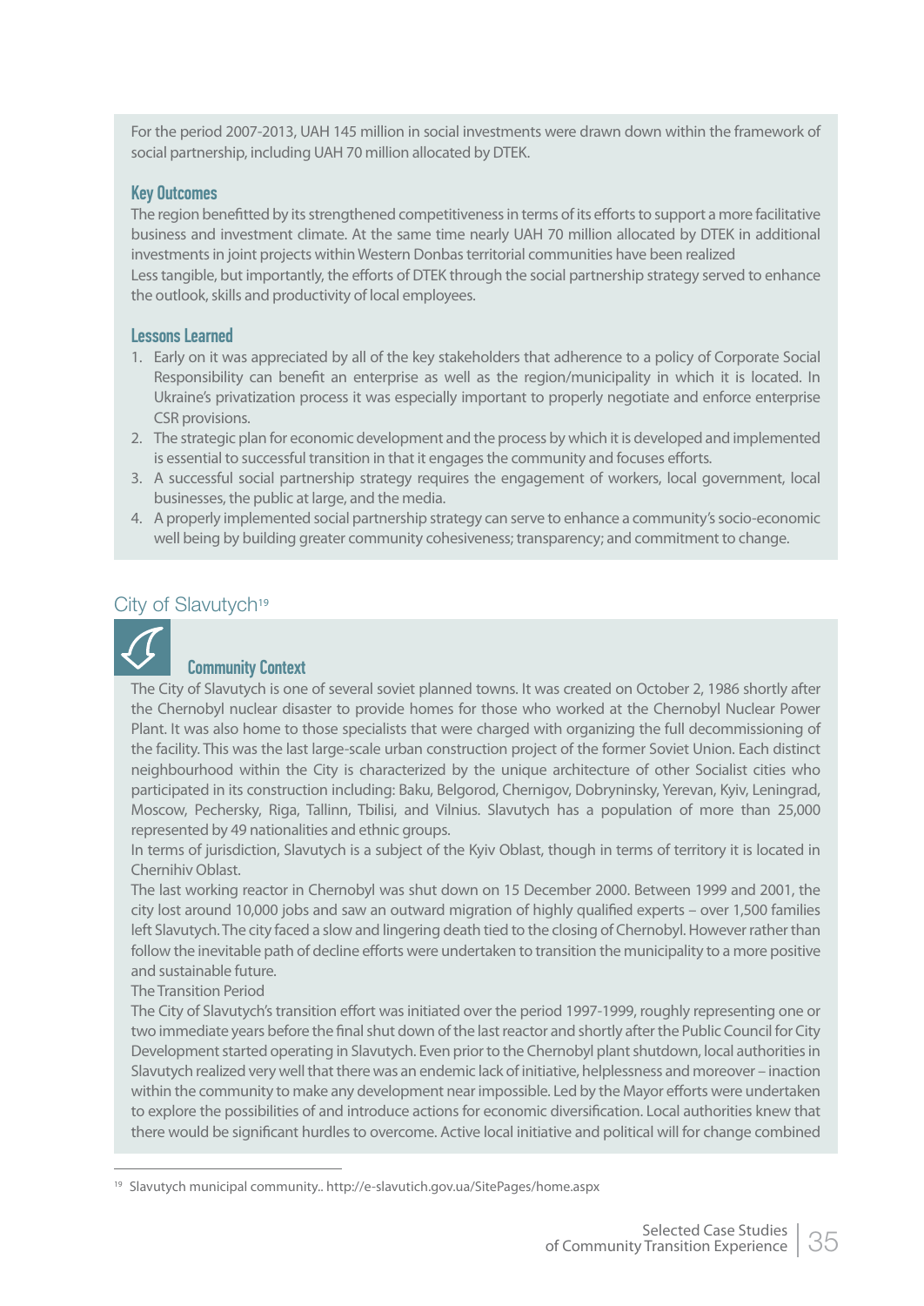For the period 2007-2013, UAH 145 million in social investments were drawn down within the framework of social partnership, including UAH 70 million allocated by DTEK.

### Key Outcomes

The region benefitted by its strengthened competitiveness in terms of its efforts to support a more facilitative business and investment climate. At the same time nearly UAH 70 million allocated by DTEK in additional investments in joint projects within Western Donbas territorial communities have been realized

Less tangible, but importantly, the efforts of DTEK through the social partnership strategy served to enhance the outlook, skills and productivity of local employees.

### Lessons Learned

1. Early on it was appreciated by all of the key stakeholders that adherence to a policy of Corporate Social Responsibility can benefit an enterprise as well as the region/municipality in which it is located. In Ukraine's privatization process it was especially important to properly negotiate and enforce enterprise CSR provisions.
2. The strategic plan for economic development and the process by which it is developed and implemented is essential to successful transition in that it engages the community and focuses efforts.
3. A successful social partnership strategy requires the engagement of workers, local government, local businesses, the public at large, and the media.
4. A properly implemented social partnership strategy can serve to enhance a community's socio-economic well being by building greater community cohesiveness; transparency; and commitment to change.

## City of Slavutych[19]

### Community Context

The City of Slavutych is one of several soviet planned towns. It was created on October 2, 1986 shortly after the Chernobyl nuclear disaster to provide homes for those who worked at the Chernobyl Nuclear Power Plant. It was also home to those specialists that were charged with organizing the full decommissioning of the facility. This was the last large-scale urban construction project of the former Soviet Union. Each distinct neighbourhood within the City is characterized by the unique architecture of other Socialist cities who participated in its construction including: Baku, Belgorod, Chernigov, Dobryninsky, Yerevan, Kyiv, Leningrad, Moscow, Pechersky, Riga, Tallinn, Tbilisi, and Vilnius. Slavutych has a population of more than 25,000 represented by 49 nationalities and ethnic groups.

In terms of jurisdiction, Slavutych is a subject of the Kyiv Oblast, though in terms of territory it is located in Chernihiv Oblast.

The last working reactor in Chernobyl was shut down on 15 December 2000. Between 1999 and 2001, the city lost around 10,000 jobs and saw an outward migration of highly qualified experts – over 1,500 families left Slavutych. The city faced a slow and lingering death tied to the closing of Chernobyl. However rather than follow the inevitable path of decline efforts were undertaken to transition the municipality to a more positive and sustainable future.

The Transition Period

The City of Slavutych's transition effort was initiated over the period 1997-1999, roughly representing one or two immediate years before the final shut down of the last reactor and shortly after the Public Council for City Development started operating in Slavutych. Even prior to the Chernobyl plant shutdown, local authorities in Slavutych realized very well that there was an endemic lack of initiative, helplessness and moreover – inaction within the community to make any development near impossible. Led by the Mayor efforts were undertaken to explore the possibilities of and introduce actions for economic diversification. Local authorities knew that there would be significant hurdles to overcome. Active local initiative and political will for change combined

---

[19] Slavutych municipal community.. http://e-slavutich.gov.ua/SitePages/home.aspx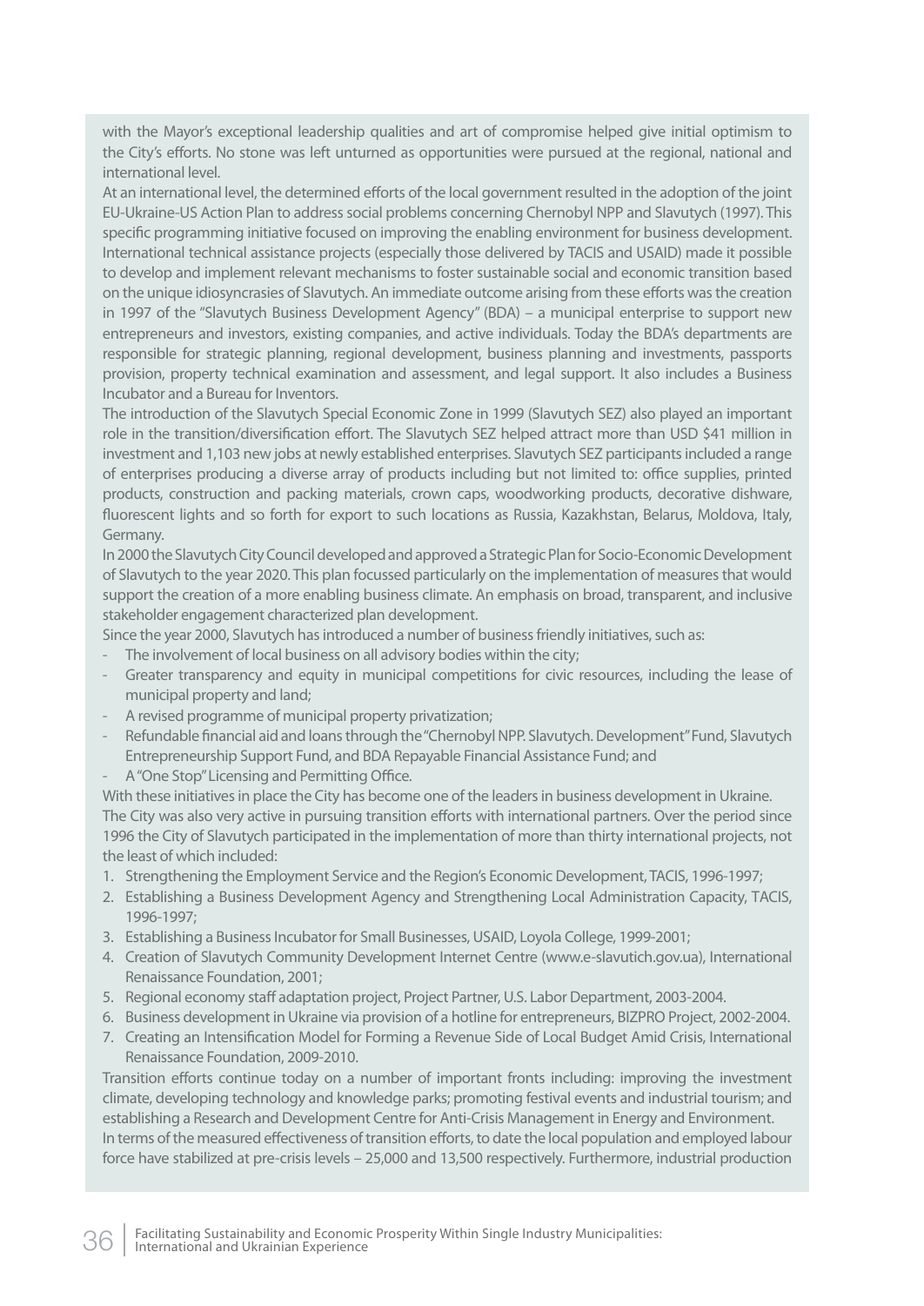with the Mayor's exceptional leadership qualities and art of compromise helped give initial optimism to the City's efforts. No stone was left unturned as opportunities were pursued at the regional, national and international level.

At an international level, the determined efforts of the local government resulted in the adoption of the joint EU-Ukraine-US Action Plan to address social problems concerning Chernobyl NPP and Slavutych (1997). This specific programming initiative focused on improving the enabling environment for business development. International technical assistance projects (especially those delivered by TACIS and USAID) made it possible to develop and implement relevant mechanisms to foster sustainable social and economic transition based on the unique idiosyncrasies of Slavutych. An immediate outcome arising from these efforts was the creation in 1997 of the "Slavutych Business Development Agency" (BDA) – a municipal enterprise to support new entrepreneurs and investors, existing companies, and active individuals. Today the BDA's departments are responsible for strategic planning, regional development, business planning and investments, passports provision, property technical examination and assessment, and legal support. It also includes a Business Incubator and a Bureau for Inventors.

The introduction of the Slavutych Special Economic Zone in 1999 (Slavutych SEZ) also played an important role in the transition/diversification effort. The Slavutych SEZ helped attract more than USD $41 million in investment and 1,103 new jobs at newly established enterprises. Slavutych SEZ participants included a range of enterprises producing a diverse array of products including but not limited to: office supplies, printed products, construction and packing materials, crown caps, woodworking products, decorative dishware, fluorescent lights and so forth for export to such locations as Russia, Kazakhstan, Belarus, Moldova, Italy, Germany.

In 2000 the Slavutych City Council developed and approved a Strategic Plan for Socio-Economic Development of Slavutych to the year 2020. This plan focussed particularly on the implementation of measures that would support the creation of a more enabling business climate. An emphasis on broad, transparent, and inclusive stakeholder engagement characterized plan development.

Since the year 2000, Slavutych has introduced a number of business friendly initiatives, such as:

- The involvement of local business on all advisory bodies within the city;
- Greater transparency and equity in municipal competitions for civic resources, including the lease of municipal property and land;
- A revised programme of municipal property privatization;
- Refundable financial aid and loans through the "Chernobyl NPP. Slavutych. Development" Fund, Slavutych Entrepreneurship Support Fund, and BDA Repayable Financial Assistance Fund; and
- A "One Stop" Licensing and Permitting Office.

With these initiatives in place the City has become one of the leaders in business development in Ukraine.

The City was also very active in pursuing transition efforts with international partners. Over the period since 1996 the City of Slavutych participated in the implementation of more than thirty international projects, not the least of which included:

1. Strengthening the Employment Service and the Region's Economic Development, TACIS, 1996-1997;
2. Establishing a Business Development Agency and Strengthening Local Administration Capacity, TACIS, 1996-1997;
3. Establishing a Business Incubator for Small Businesses, USAID, Loyola College, 1999-2001;
4. Creation of Slavutych Community Development Internet Centre (www.e-slavutich.gov.ua), International Renaissance Foundation, 2001;
5. Regional economy staff adaptation project, Project Partner, U.S. Labor Department, 2003-2004.
6. Business development in Ukraine via provision of a hotline for entrepreneurs, BIZPRO Project, 2002-2004.
7. Creating an Intensification Model for Forming a Revenue Side of Local Budget Amid Crisis, International Renaissance Foundation, 2009-2010.

Transition efforts continue today on a number of important fronts including: improving the investment climate, developing technology and knowledge parks; promoting festival events and industrial tourism; and establishing a Research and Development Centre for Anti-Crisis Management in Energy and Environment.

In terms of the measured effectiveness of transition efforts, to date the local population and employed labour force have stabilized at pre-crisis levels – 25,000 and 13,500 respectively. Furthermore, industrial production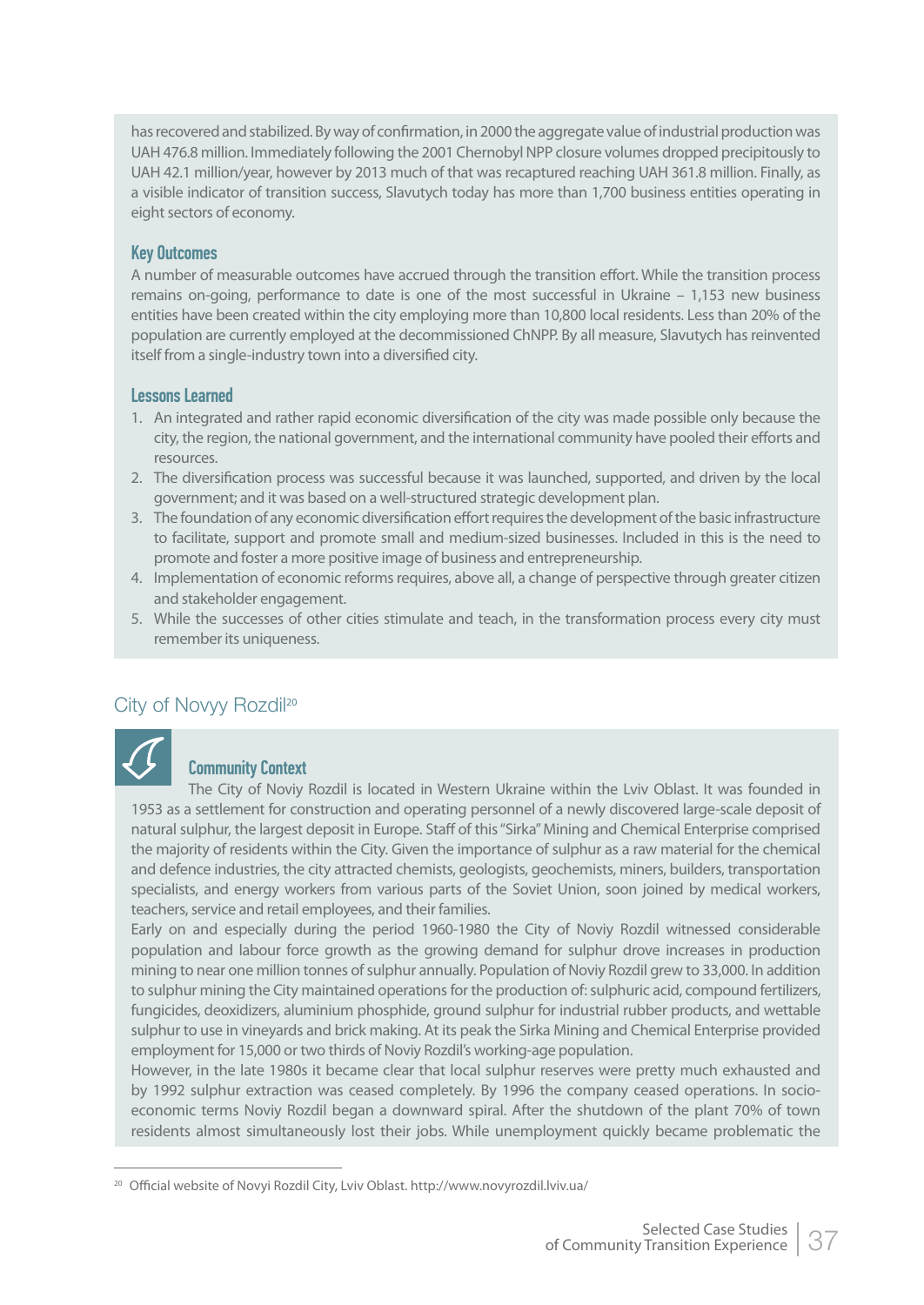has recovered and stabilized. By way of confirmation, in 2000 the aggregate value of industrial production was UAH 476.8 million. Immediately following the 2001 Chernobyl NPP closure volumes dropped precipitously to UAH 42.1 million/year, however by 2013 much of that was recaptured reaching UAH 361.8 million. Finally, as a visible indicator of transition success, Slavutych today has more than 1,700 business entities operating in eight sectors of economy.

### Key Outcomes

A number of measurable outcomes have accrued through the transition effort. While the transition process remains on-going, performance to date is one of the most successful in Ukraine – 1,153 new business entities have been created within the city employing more than 10,800 local residents. Less than 20% of the population are currently employed at the decommissioned ChNPP. By all measure, Slavutych has reinvented itself from a single-industry town into a diversified city.

### Lessons Learned

1. An integrated and rather rapid economic diversification of the city was made possible only because the city, the region, the national government, and the international community have pooled their efforts and resources.
2. The diversification process was successful because it was launched, supported, and driven by the local government; and it was based on a well-structured strategic development plan.
3. The foundation of any economic diversification effort requires the development of the basic infrastructure to facilitate, support and promote small and medium-sized businesses. Included in this is the need to promote and foster a more positive image of business and entrepreneurship.
4. Implementation of economic reforms requires, above all, a change of perspective through greater citizen and stakeholder engagement.
5. While the successes of other cities stimulate and teach, in the transformation process every city must remember its uniqueness.

## City of Novyy Rozdil[20]

### Community Context

The City of Noviy Rozdil is located in Western Ukraine within the Lviv Oblast. It was founded in 1953 as a settlement for construction and operating personnel of a newly discovered large-scale deposit of natural sulphur, the largest deposit in Europe. Staff of this "Sirka" Mining and Chemical Enterprise comprised the majority of residents within the City. Given the importance of sulphur as a raw material for the chemical and defence industries, the city attracted chemists, geologists, geochemists, miners, builders, transportation specialists, and energy workers from various parts of the Soviet Union, soon joined by medical workers, teachers, service and retail employees, and their families.

Early on and especially during the period 1960-1980 the City of Noviy Rozdil witnessed considerable population and labour force growth as the growing demand for sulphur drove increases in production mining to near one million tonnes of sulphur annually. Population of Noviy Rozdil grew to 33,000. In addition to sulphur mining the City maintained operations for the production of: sulphuric acid, compound fertilizers, fungicides, deoxidizers, aluminium phosphide, ground sulphur for industrial rubber products, and wettable sulphur to use in vineyards and brick making. At its peak the Sirka Mining and Chemical Enterprise provided employment for 15,000 or two thirds of Noviy Rozdil's working-age population.

However, in the late 1980s it became clear that local sulphur reserves were pretty much exhausted and by 1992 sulphur extraction was ceased completely. By 1996 the company ceased operations. In socio-economic terms Noviy Rozdil began a downward spiral. After the shutdown of the plant 70% of town residents almost simultaneously lost their jobs. While unemployment quickly became problematic the

[20] Official website of Novyi Rozdil City, Lviv Oblast. http://www.novyrozdil.lviv.ua/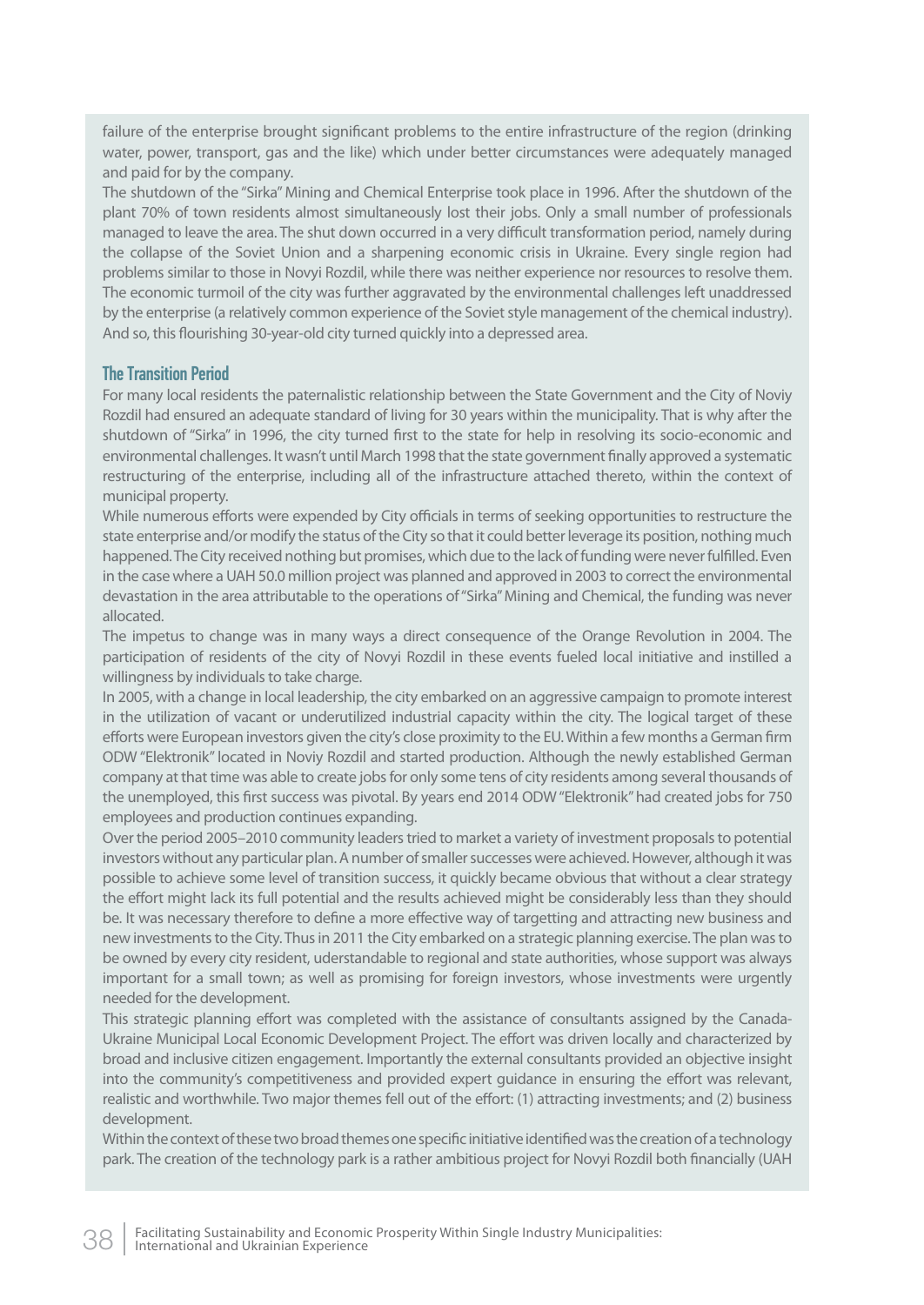failure of the enterprise brought significant problems to the entire infrastructure of the region (drinking water, power, transport, gas and the like) which under better circumstances were adequately managed and paid for by the company.

The shutdown of the "Sirka" Mining and Chemical Enterprise took place in 1996. After the shutdown of the plant 70% of town residents almost simultaneously lost their jobs. Only a small number of professionals managed to leave the area. The shut down occurred in a very difficult transformation period, namely during the collapse of the Soviet Union and a sharpening economic crisis in Ukraine. Every single region had problems similar to those in Novyi Rozdil, while there was neither experience nor resources to resolve them. The economic turmoil of the city was further aggravated by the environmental challenges left unaddressed by the enterprise (a relatively common experience of the Soviet style management of the chemical industry). And so, this flourishing 30-year-old city turned quickly into a depressed area.

## The Transition Period

For many local residents the paternalistic relationship between the State Government and the City of Noviy Rozdil had ensured an adequate standard of living for 30 years within the municipality. That is why after the shutdown of "Sirka" in 1996, the city turned first to the state for help in resolving its socio-economic and environmental challenges. It wasn't until March 1998 that the state government finally approved a systematic restructuring of the enterprise, including all of the infrastructure attached thereto, within the context of municipal property.

While numerous efforts were expended by City officials in terms of seeking opportunities to restructure the state enterprise and/or modify the status of the City so that it could better leverage its position, nothing much happened. The City received nothing but promises, which due to the lack of funding were never fulfilled. Even in the case where a UAH 50.0 million project was planned and approved in 2003 to correct the environmental devastation in the area attributable to the operations of "Sirka" Mining and Chemical, the funding was never allocated.

The impetus to change was in many ways a direct consequence of the Orange Revolution in 2004. The participation of residents of the city of Novyi Rozdil in these events fueled local initiative and instilled a willingness by individuals to take charge.

In 2005, with a change in local leadership, the city embarked on an aggressive campaign to promote interest in the utilization of vacant or underutilized industrial capacity within the city. The logical target of these efforts were European investors given the city's close proximity to the EU. Within a few months a German firm ODW "Elektronik" located in Noviy Rozdil and started production. Although the newly established German company at that time was able to create jobs for only some tens of city residents among several thousands of the unemployed, this first success was pivotal. By years end 2014 ODW "Elektronik" had created jobs for 750 employees and production continues expanding.

Over the period 2005–2010 community leaders tried to market a variety of investment proposals to potential investors without any particular plan. A number of smaller successes were achieved. However, although it was possible to achieve some level of transition success, it quickly became obvious that without a clear strategy the effort might lack its full potential and the results achieved might be considerably less than they should be. It was necessary therefore to define a more effective way of targetting and attracting new business and new investments to the City. Thus in 2011 the City embarked on a strategic planning exercise. The plan was to be owned by every city resident, uderstandable to regional and state authorities, whose support was always important for a small town; as well as promising for foreign investors, whose investments were urgently needed for the development.

This strategic planning effort was completed with the assistance of consultants assigned by the Canada-Ukraine Municipal Local Economic Development Project. The effort was driven locally and characterized by broad and inclusive citizen engagement. Importantly the external consultants provided an objective insight into the community's competitiveness and provided expert guidance in ensuring the effort was relevant, realistic and worthwhile. Two major themes fell out of the effort: (1) attracting investments; and (2) business development.

Within the context of these two broad themes one specific initiative identified was the creation of a technology park. The creation of the technology park is a rather ambitious project for Novyi Rozdil both financially (UAH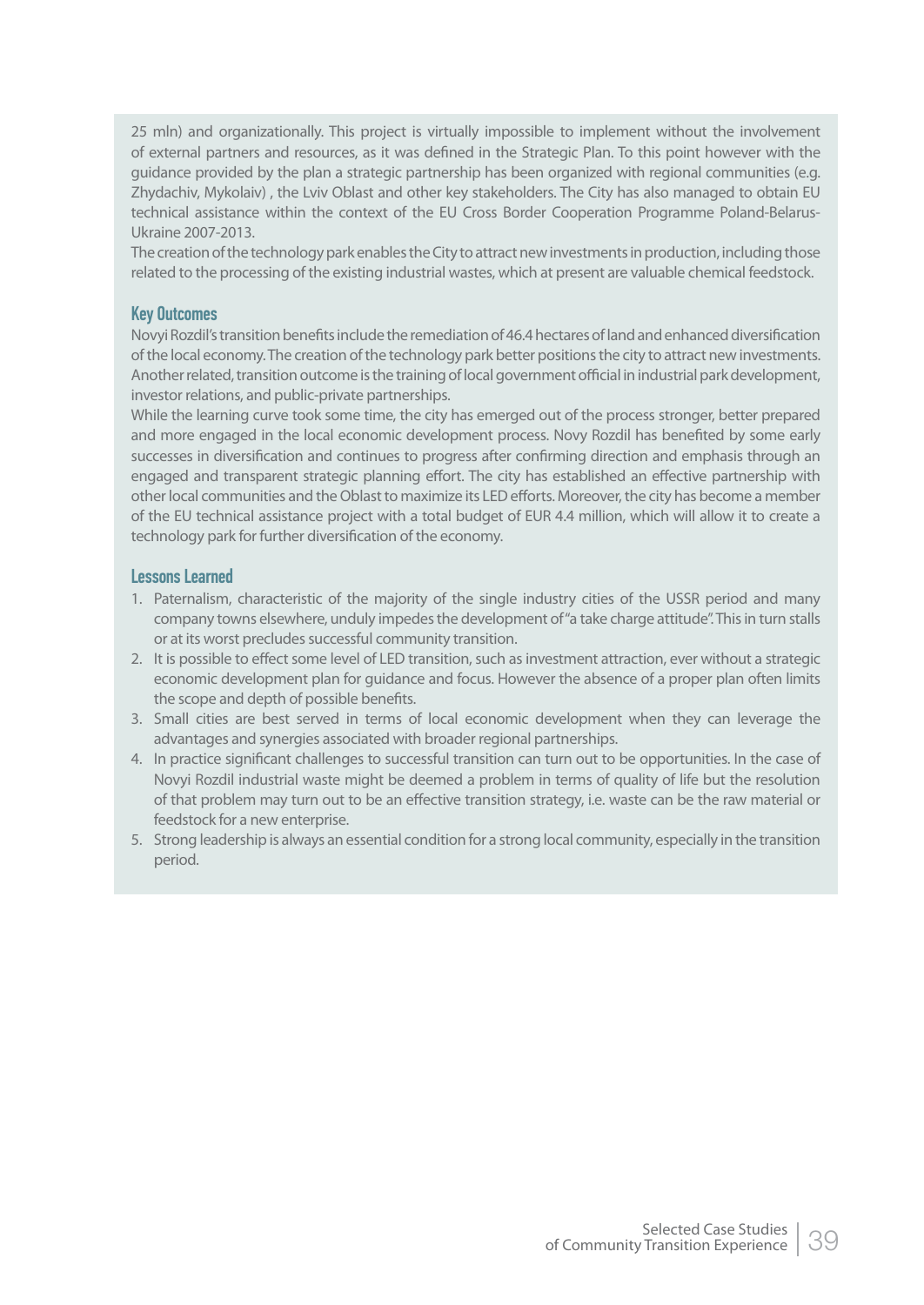25 mln) and organizationally. This project is virtually impossible to implement without the involvement of external partners and resources, as it was defined in the Strategic Plan. To this point however with the guidance provided by the plan a strategic partnership has been organized with regional communities (e.g. Zhydachiv, Mykolaiv) , the Lviv Oblast and other key stakeholders. The City has also managed to obtain EU technical assistance within the context of the EU Cross Border Cooperation Programme Poland-Belarus-Ukraine 2007-2013.

The creation of the technology park enables the City to attract new investments in production, including those related to the processing of the existing industrial wastes, which at present are valuable chemical feedstock.

### Key Outcomes

Novyi Rozdil's transition benefits include the remediation of 46.4 hectares of land and enhanced diversification of the local economy. The creation of the technology park better positions the city to attract new investments. Another related, transition outcome is the training of local government official in industrial park development, investor relations, and public-private partnerships.

While the learning curve took some time, the city has emerged out of the process stronger, better prepared and more engaged in the local economic development process. Novy Rozdil has benefited by some early successes in diversification and continues to progress after confirming direction and emphasis through an engaged and transparent strategic planning effort. The city has established an effective partnership with other local communities and the Oblast to maximize its LED efforts. Moreover, the city has become a member of the EU technical assistance project with a total budget of EUR 4.4 million, which will allow it to create a technology park for further diversification of the economy.

### Lessons Learned

1. Paternalism, characteristic of the majority of the single industry cities of the USSR period and many company towns elsewhere, unduly impedes the development of "a take charge attitude". This in turn stalls or at its worst precludes successful community transition.
2. It is possible to effect some level of LED transition, such as investment attraction, ever without a strategic economic development plan for guidance and focus. However the absence of a proper plan often limits the scope and depth of possible benefits.
3. Small cities are best served in terms of local economic development when they can leverage the advantages and synergies associated with broader regional partnerships.
4. In practice significant challenges to successful transition can turn out to be opportunities. In the case of Novyi Rozdil industrial waste might be deemed a problem in terms of quality of life but the resolution of that problem may turn out to be an effective transition strategy, i.e. waste can be the raw material or feedstock for a new enterprise.
5. Strong leadership is always an essential condition for a strong local community, especially in the transition period.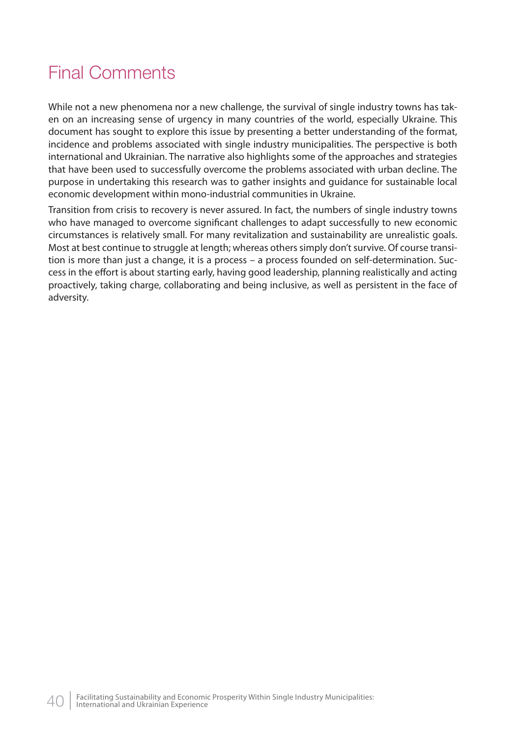# Final Comments

While not a new phenomena nor a new challenge, the survival of single industry towns has taken on an increasing sense of urgency in many countries of the world, especially Ukraine. This document has sought to explore this issue by presenting a better understanding of the format, incidence and problems associated with single industry municipalities. The perspective is both international and Ukrainian. The narrative also highlights some of the approaches and strategies that have been used to successfully overcome the problems associated with urban decline. The purpose in undertaking this research was to gather insights and guidance for sustainable local economic development within mono-industrial communities in Ukraine.

Transition from crisis to recovery is never assured. In fact, the numbers of single industry towns who have managed to overcome significant challenges to adapt successfully to new economic circumstances is relatively small. For many revitalization and sustainability are unrealistic goals. Most at best continue to struggle at length; whereas others simply don't survive. Of course transition is more than just a change, it is a process – a process founded on self-determination. Success in the effort is about starting early, having good leadership, planning realistically and acting proactively, taking charge, collaborating and being inclusive, as well as persistent in the face of adversity.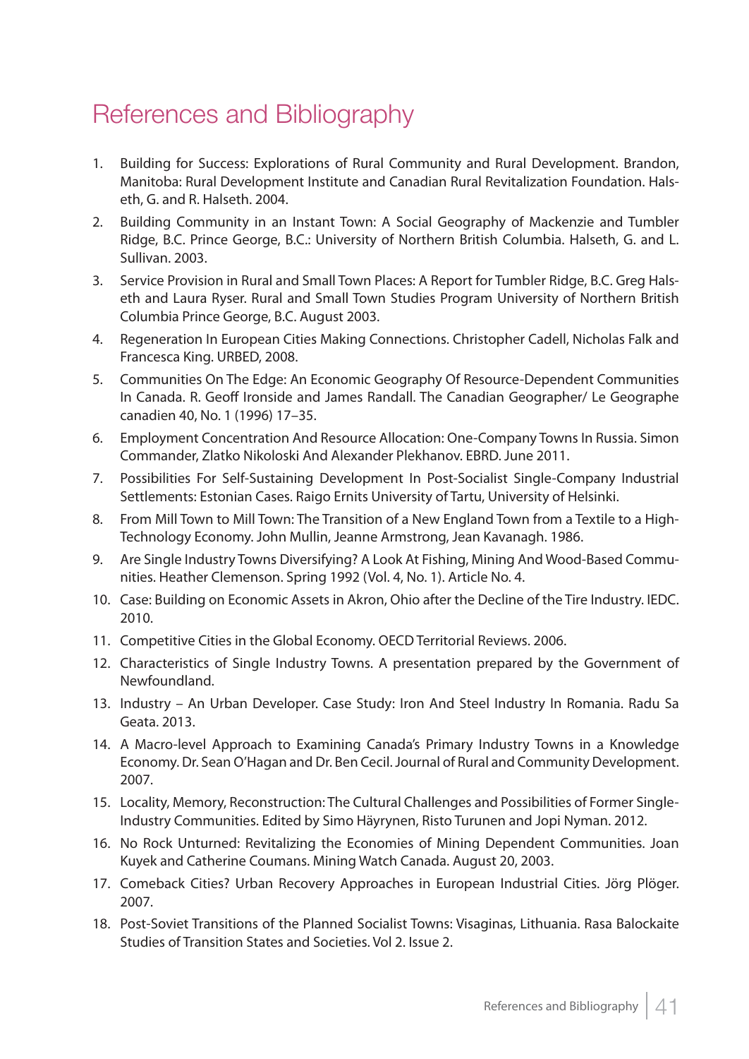# References and Bibliography

1. Building for Success: Explorations of Rural Community and Rural Development. Brandon, Manitoba: Rural Development Institute and Canadian Rural Revitalization Foundation. Halseth, G. and R. Halseth. 2004.
2. Building Community in an Instant Town: A Social Geography of Mackenzie and Tumbler Ridge, B.C. Prince George, B.C.: University of Northern British Columbia. Halseth, G. and L. Sullivan. 2003.
3. Service Provision in Rural and Small Town Places: A Report for Tumbler Ridge, B.C. Greg Halseth and Laura Ryser. Rural and Small Town Studies Program University of Northern British Columbia Prince George, B.C. August 2003.
4. Regeneration In European Cities Making Connections. Christopher Cadell, Nicholas Falk and Francesca King. URBED, 2008.
5. Communities On The Edge: An Economic Geography Of Resource-Dependent Communities In Canada. R. Geoff Ironside and James Randall. The Canadian Geographer/ Le Geographe canadien 40, No. 1 (1996) 17–35.
6. Employment Concentration And Resource Allocation: One-Company Towns In Russia. Simon Commander, Zlatko Nikoloski And Alexander Plekhanov. EBRD. June 2011.
7. Possibilities For Self-Sustaining Development In Post-Socialist Single-Company Industrial Settlements: Estonian Cases. Raigo Ernits University of Tartu, University of Helsinki.
8. From Mill Town to Mill Town: The Transition of a New England Town from a Textile to a High-Technology Economy. John Mullin, Jeanne Armstrong, Jean Kavanagh. 1986.
9. Are Single Industry Towns Diversifying? A Look At Fishing, Mining And Wood-Based Communities. Heather Clemenson. Spring 1992 (Vol. 4, No. 1). Article No. 4.
10. Case: Building on Economic Assets in Akron, Ohio after the Decline of the Tire Industry. IEDC. 2010.
11. Competitive Cities in the Global Economy. OECD Territorial Reviews. 2006.
12. Characteristics of Single Industry Towns. A presentation prepared by the Government of Newfoundland.
13. Industry – An Urban Developer. Case Study: Iron And Steel Industry In Romania. Radu Sa Geata. 2013.
14. A Macro-level Approach to Examining Canada's Primary Industry Towns in a Knowledge Economy. Dr. Sean O'Hagan and Dr. Ben Cecil. Journal of Rural and Community Development. 2007.
15. Locality, Memory, Reconstruction: The Cultural Challenges and Possibilities of Former Single-Industry Communities. Edited by Simo Häyrynen, Risto Turunen and Jopi Nyman. 2012.
16. No Rock Unturned: Revitalizing the Economies of Mining Dependent Communities. Joan Kuyek and Catherine Coumans. Mining Watch Canada. August 20, 2003.
17. Comeback Cities? Urban Recovery Approaches in European Industrial Cities. Jörg Plöger. 2007.
18. Post-Soviet Transitions of the Planned Socialist Towns: Visaginas, Lithuania. Rasa Balockaite Studies of Transition States and Societies. Vol 2. Issue 2.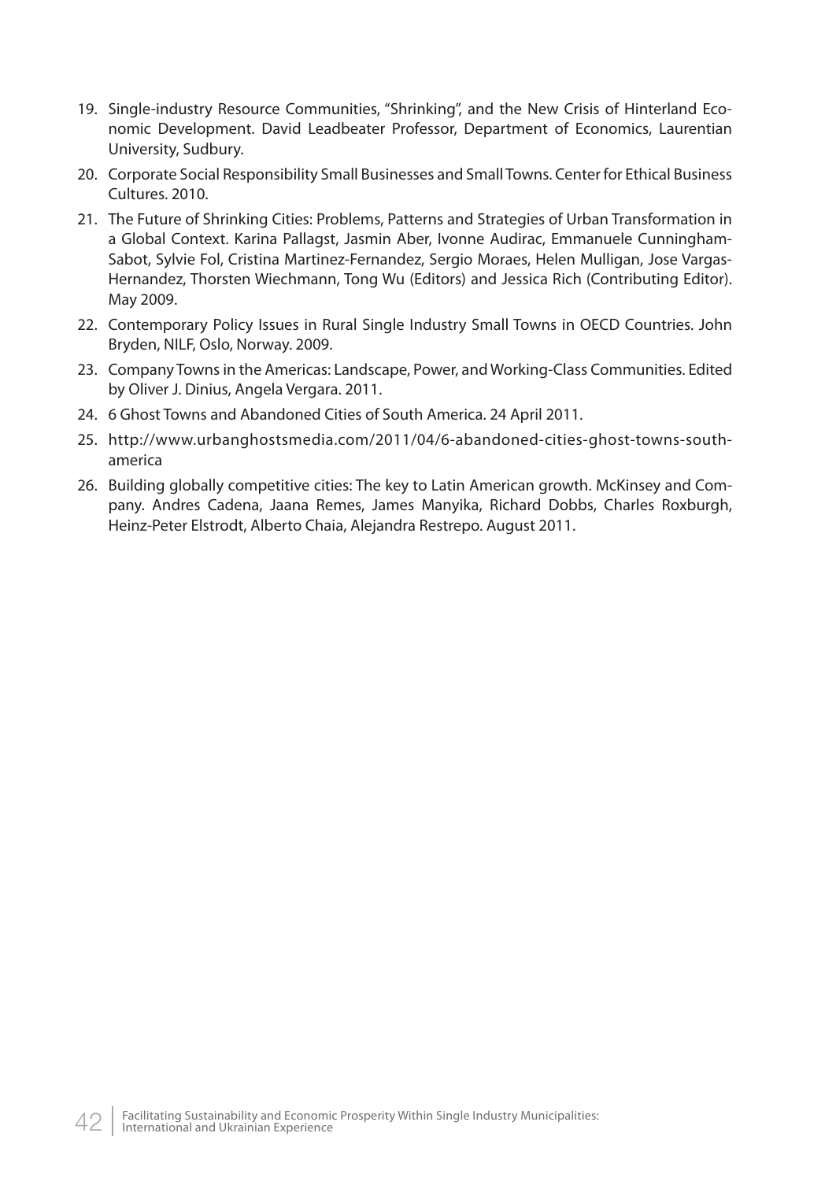19. Single-industry Resource Communities, "Shrinking", and the New Crisis of Hinterland Economic Development. David Leadbeater Professor, Department of Economics, Laurentian University, Sudbury.
20. Corporate Social Responsibility Small Businesses and Small Towns. Center for Ethical Business Cultures. 2010.
21. The Future of Shrinking Cities: Problems, Patterns and Strategies of Urban Transformation in a Global Context. Karina Pallagst, Jasmin Aber, Ivonne Audirac, Emmanuele Cunningham-Sabot, Sylvie Fol, Cristina Martinez-Fernandez, Sergio Moraes, Helen Mulligan, Jose Vargas-Hernandez, Thorsten Wiechmann, Tong Wu (Editors) and Jessica Rich (Contributing Editor). May 2009.
22. Contemporary Policy Issues in Rural Single Industry Small Towns in OECD Countries. John Bryden, NILF, Oslo, Norway. 2009.
23. Company Towns in the Americas: Landscape, Power, and Working-Class Communities. Edited by Oliver J. Dinius, Angela Vergara. 2011.
24. 6 Ghost Towns and Abandoned Cities of South America. 24 April 2011.
25. http://www.urbanghostsmedia.com/2011/04/6-abandoned-cities-ghost-towns-south-america
26. Building globally competitive cities: The key to Latin American growth. McKinsey and Company. Andres Cadena, Jaana Remes, James Manyika, Richard Dobbs, Charles Roxburgh, Heinz-Peter Elstrodt, Alberto Chaia, Alejandra Restrepo. August 2011.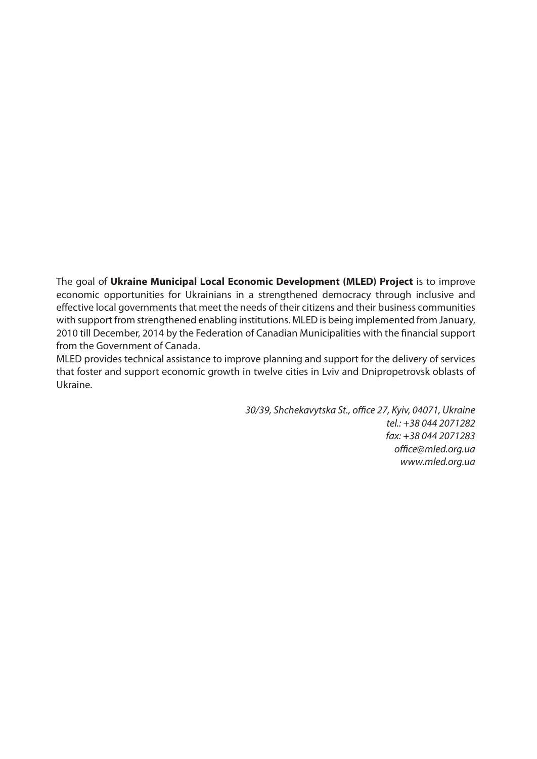The goal of **Ukraine Municipal Local Economic Development (MLED) Project** is to improve economic opportunities for Ukrainians in a strengthened democracy through inclusive and effective local governments that meet the needs of their citizens and their business communities with support from strengthened enabling institutions. MLED is being implemented from January, 2010 till December, 2014 by the Federation of Canadian Municipalities with the financial support from the Government of Canada.

MLED provides technical assistance to improve planning and support for the delivery of services that foster and support economic growth in twelve cities in Lviv and Dnipropetrovsk oblasts of Ukraine.

*30/39, Shchekavytska St., office 27, Kyiv, 04071, Ukraine*
*tel.: +38 044 2071282*
*fax: +38 044 2071283*
*office@mled.org.ua*
*www.mled.org.ua*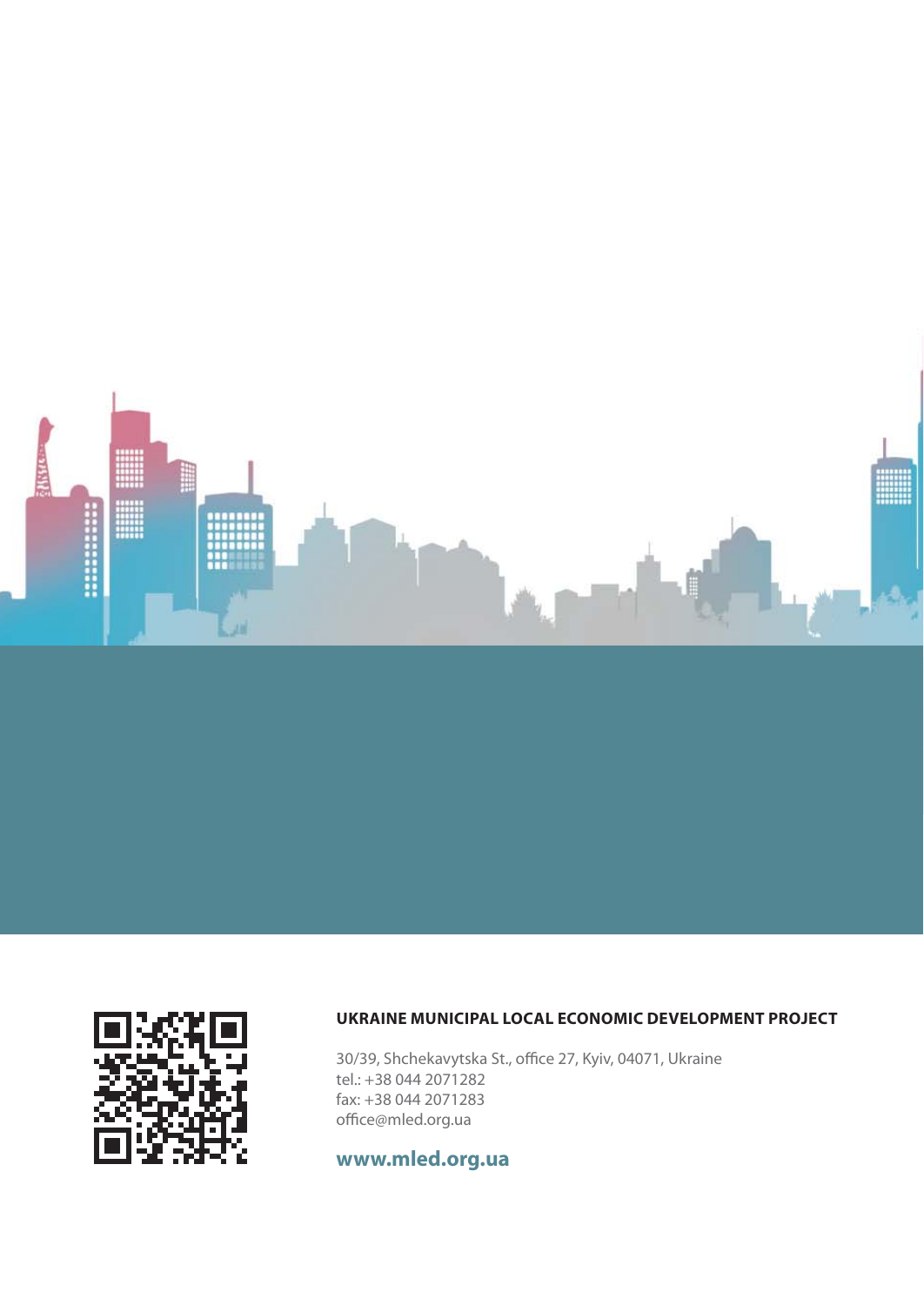**UKRAINE MUNICIPAL LOCAL ECONOMIC DEVELOPMENT PROJECT**

30/39, Shchekavytska St., office 27, Kyiv, 04071, Ukraine
tel.: +38 044 2071282
fax: +38 044 2071283
office@mled.org.ua

**www.mled.org.ua**